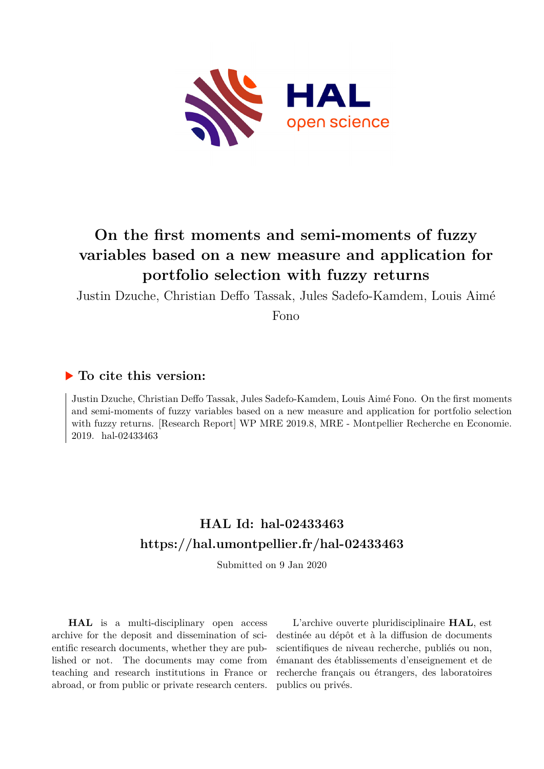# On the first moments and semi-moments of fuzzy variables based on a new measure and application for portfolio selection with fuzzy returns

Justin Dzuche, Christian Deffo Tassak, Jules Sadefo-Kamdem, Louis Aimé Fono

## ▶ To cite this version:

Justin Dzuche, Christian Deffo Tassak, Jules Sadefo-Kamdem, Louis Aimé Fono. On the first moments and semi-moments of fuzzy variables based on a new measure and application for portfolio selection with fuzzy returns. [Research Report] WP MRE 2019.8, MRE - Montpellier Recherche en Economie. 2019. hal-02433463

## HAL Id: hal-02433463

## https://hal.umontpellier.fr/hal-02433463

Submitted on 9 Jan 2020

**HAL** is a multi-disciplinary open access archive for the deposit and dissemination of scientific research documents, whether they are published or not. The documents may come from teaching and research institutions in France or abroad, or from public or private research centers.

L'archive ouverte pluridisciplinaire **HAL**, est destinée au dépôt et à la diffusion de documents scientifiques de niveau recherche, publiés ou non, émanant des établissements d'enseignement et de recherche français ou étrangers, des laboratoires publics ou privés.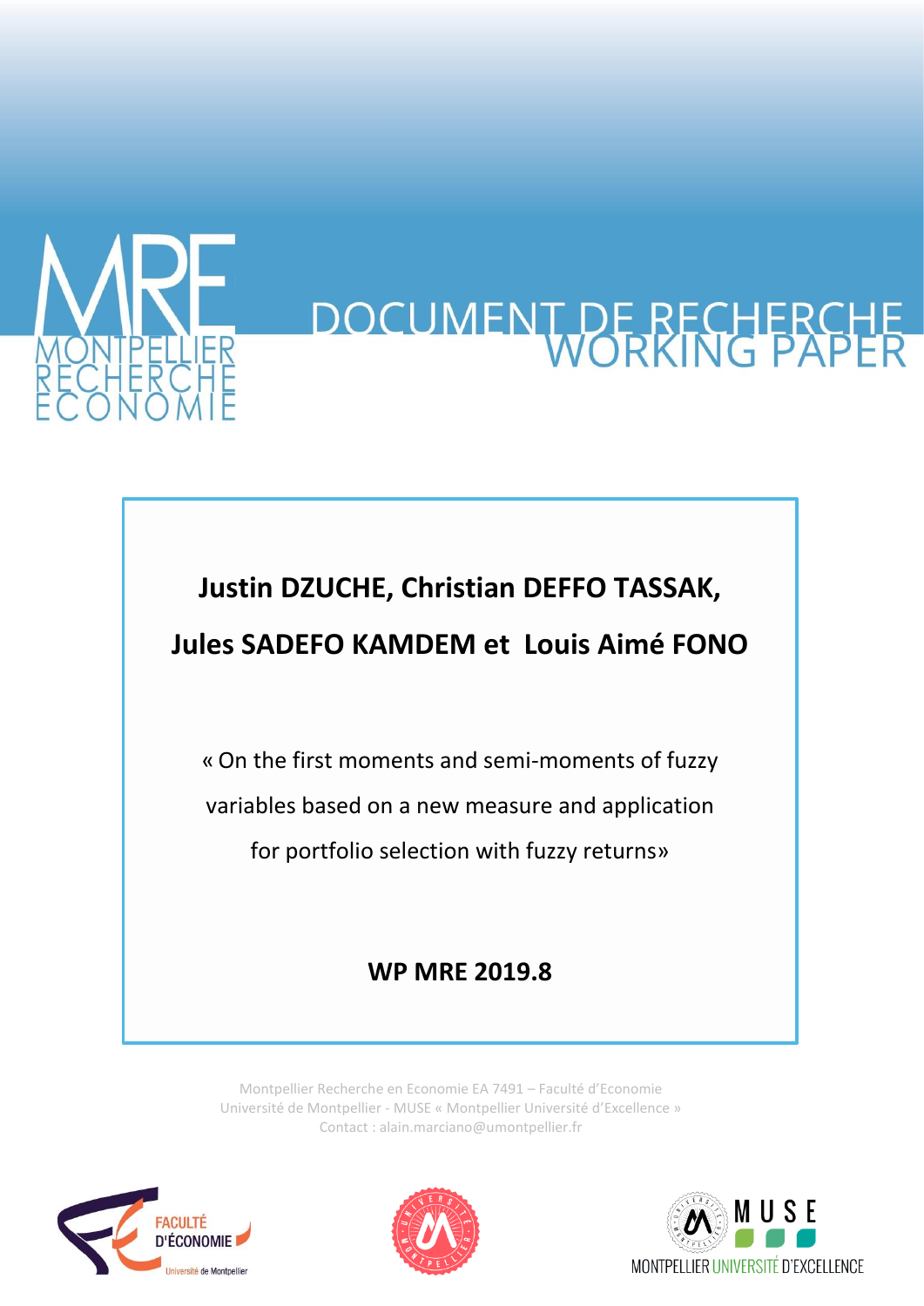# DOCUMENT DE RECHERCHE
# WORKING PAPER

**Justin DZUCHE, Christian DEFFO TASSAK,**

**Jules SADEFO KAMDEM et Louis Aimé FONO**

« On the first moments and semi-moments of fuzzy variables based on a new measure and application for portfolio selection with fuzzy returns»

**WP MRE 2019.8**

Montpellier Recherche en Economie EA 7491 – Faculté d'Economie
Université de Montpellier - MUSE « Montpellier Université d'Excellence »
Contact : alain.marciano@umontpellier.fr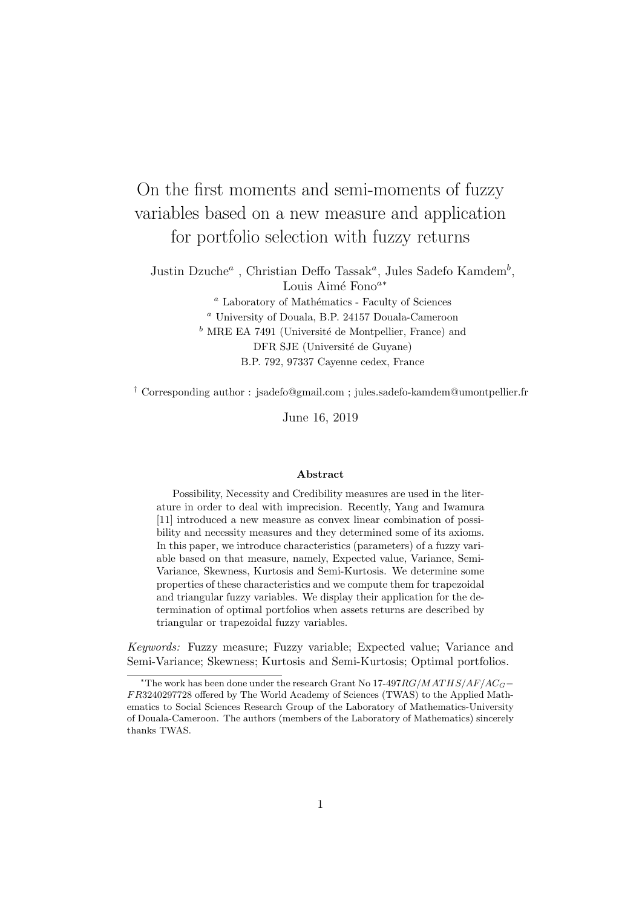# On the first moments and semi-moments of fuzzy variables based on a new measure and application for portfolio selection with fuzzy returns

Justin Dzuche[a] , Christian Deffo Tassak[a], Jules Sadefo Kamdem[b], Louis Aimé Fono[a∗]

[a] Laboratory of Mathématics - Faculty of Sciences

[a] University of Douala, B.P. 24157 Douala-Cameroon

[b] MRE EA 7491 (Université de Montpellier, France) and DFR SJE (Université de Guyane) B.P. 792, 97337 Cayenne cedex, France

† Corresponding author : jsadefo@gmail.com ; jules.sadefo-kamdem@umontpellier.fr

June 16, 2019

**Abstract**

Possibility, Necessity and Credibility measures are used in the literature in order to deal with imprecision. Recently, Yang and Iwamura [11] introduced a new measure as convex linear combination of possibility and necessity measures and they determined some of its axioms. In this paper, we introduce characteristics (parameters) of a fuzzy variable based on that measure, namely, Expected value, Variance, Semi-Variance, Skewness, Kurtosis and Semi-Kurtosis. We determine some properties of these characteristics and we compute them for trapezoidal and triangular fuzzy variables. We display their application for the determination of optimal portfolios when assets returns are described by triangular or trapezoidal fuzzy variables.

*Keywords:* Fuzzy measure; Fuzzy variable; Expected value; Variance and Semi-Variance; Skewness; Kurtosis and Semi-Kurtosis; Optimal portfolios.

∗The work has been done under the research Grant No 17-497$RG/MATHS/AF/AC_G-FR$3240297728 offered by The World Academy of Sciences (TWAS) to the Applied Mathematics to Social Sciences Research Group of the Laboratory of Mathematics-University of Douala-Cameroon. The authors (members of the Laboratory of Mathematics) sincerely thanks TWAS.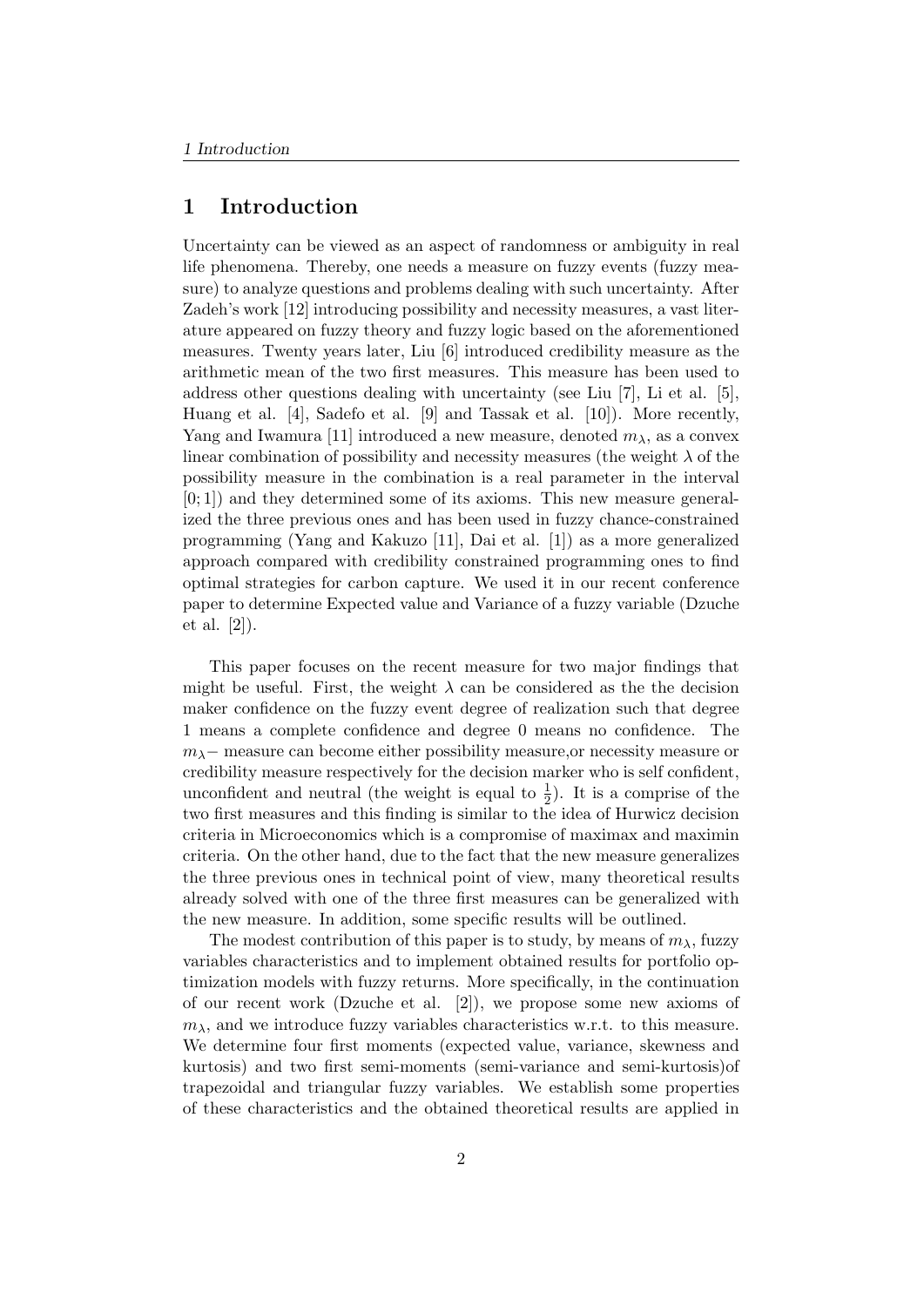# 1 Introduction

Uncertainty can be viewed as an aspect of randomness or ambiguity in real life phenomena. Thereby, one needs a measure on fuzzy events (fuzzy measure) to analyze questions and problems dealing with such uncertainty. After Zadeh's work [12] introducing possibility and necessity measures, a vast literature appeared on fuzzy theory and fuzzy logic based on the aforementioned measures. Twenty years later, Liu [6] introduced credibility measure as the arithmetic mean of the two first measures. This measure has been used to address other questions dealing with uncertainty (see Liu [7], Li et al. [5], Huang et al. [4], Sadefo et al. [9] and Tassak et al. [10]). More recently, Yang and Iwamura [11] introduced a new measure, denoted $m_\lambda$, as a convex linear combination of possibility and necessity measures (the weight $\lambda$ of the possibility measure in the combination is a real parameter in the interval $[0; 1]$) and they determined some of its axioms. This new measure generalized the three previous ones and has been used in fuzzy chance-constrained programming (Yang and Kakuzo [11], Dai et al. [1]) as a more generalized approach compared with credibility constrained programming ones to find optimal strategies for carbon capture. We used it in our recent conference paper to determine Expected value and Variance of a fuzzy variable (Dzuche et al. [2]).

This paper focuses on the recent measure for two major findings that might be useful. First, the weight $\lambda$ can be considered as the the decision maker confidence on the fuzzy event degree of realization such that degree 1 means a complete confidence and degree 0 means no confidence. The $m_\lambda-$ measure can become either possibility measure,or necessity measure or credibility measure respectively for the decision marker who is self confident, unconfident and neutral (the weight is equal to $\frac{1}{2}$). It is a comprise of the two first measures and this finding is similar to the idea of Hurwicz decision criteria in Microeconomics which is a compromise of maximax and maximin criteria. On the other hand, due to the fact that the new measure generalizes the three previous ones in technical point of view, many theoretical results already solved with one of the three first measures can be generalized with the new measure. In addition, some specific results will be outlined.

The modest contribution of this paper is to study, by means of $m_\lambda$, fuzzy variables characteristics and to implement obtained results for portfolio optimization models with fuzzy returns. More specifically, in the continuation of our recent work (Dzuche et al. [2]), we propose some new axioms of $m_\lambda$, and we introduce fuzzy variables characteristics w.r.t. to this measure. We determine four first moments (expected value, variance, skewness and kurtosis) and two first semi-moments (semi-variance and semi-kurtosis)of trapezoidal and triangular fuzzy variables. We establish some properties of these characteristics and the obtained theoretical results are applied in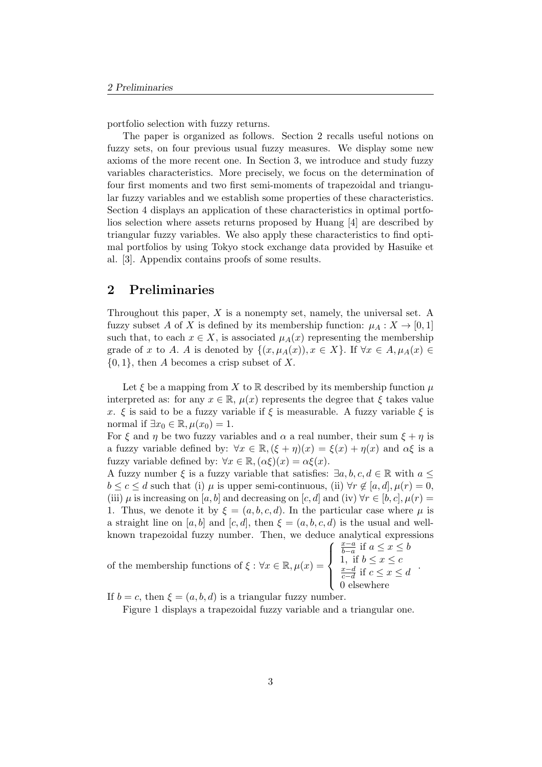portfolio selection with fuzzy returns.

The paper is organized as follows. Section 2 recalls useful notions on fuzzy sets, on four previous usual fuzzy measures. We display some new axioms of the more recent one. In Section 3, we introduce and study fuzzy variables characteristics. More precisely, we focus on the determination of four first moments and two first semi-moments of trapezoidal and triangular fuzzy variables and we establish some properties of these characteristics. Section 4 displays an application of these characteristics in optimal portfolios selection where assets returns proposed by Huang [4] are described by triangular fuzzy variables. We also apply these characteristics to find optimal portfolios by using Tokyo stock exchange data provided by Hasuike et al. [3]. Appendix contains proofs of some results.

## 2 Preliminaries

Throughout this paper, $X$ is a nonempty set, namely, the universal set. A fuzzy subset $A$ of $X$ is defined by its membership function: $\mu_A : X \to [0,1]$ such that, to each $x \in X$, is associated $\mu_A(x)$ representing the membership grade of $x$ to $A$. $A$ is denoted by $\{(x, \mu_A(x)), x \in X\}$. If $\forall x \in A, \mu_A(x) \in \{0,1\}$, then $A$ becomes a crisp subset of $X$.

Let $\xi$ be a mapping from $X$ to $\mathbb{R}$ described by its membership function $\mu$ interpreted as: for any $x \in \mathbb{R}$, $\mu(x)$ represents the degree that $\xi$ takes value $x$. $\xi$ is said to be a fuzzy variable if $\xi$ is measurable. A fuzzy variable $\xi$ is normal if $\exists x_0 \in \mathbb{R}, \mu(x_0) = 1$.
For $\xi$ and $\eta$ be two fuzzy variables and $\alpha$ a real number, their sum $\xi + \eta$ is a fuzzy variable defined by: $\forall x \in \mathbb{R}, (\xi + \eta)(x) = \xi(x) + \eta(x)$ and $\alpha\xi$ is a fuzzy variable defined by: $\forall x \in \mathbb{R}, (\alpha\xi)(x) = \alpha\xi(x)$.
A fuzzy number $\xi$ is a fuzzy variable that satisfies: $\exists a, b, c, d \in \mathbb{R}$ with $a \leq b \leq c \leq d$ such that (i) $\mu$ is upper semi-continuous, (ii) $\forall r \notin [a,d], \mu(r) = 0$, (iii) $\mu$ is increasing on $[a,b]$ and decreasing on $[c,d]$ and (iv) $\forall r \in [b,c], \mu(r) = 1$. Thus, we denote it by $\xi = (a,b,c,d)$. In the particular case where $\mu$ is a straight line on $[a,b]$ and $[c,d]$, then $\xi = (a,b,c,d)$ is the usual and well-known trapezoidal fuzzy number. Then, we deduce analytical expressions of the membership functions of $\xi$ : $\forall x \in \mathbb{R}, \mu(x) = \begin{cases} \frac{x-a}{b-a} \text{ if } a \leq x \leq b \\ 1, \text{ if } b \leq x \leq c \\ \frac{x-d}{c-d} \text{ if } c \leq x \leq d \\ 0 \text{ elsewhere} \end{cases}$.
If $b = c$, then $\xi = (a,b,d)$ is a triangular fuzzy number.

Figure 1 displays a trapezoidal fuzzy variable and a triangular one.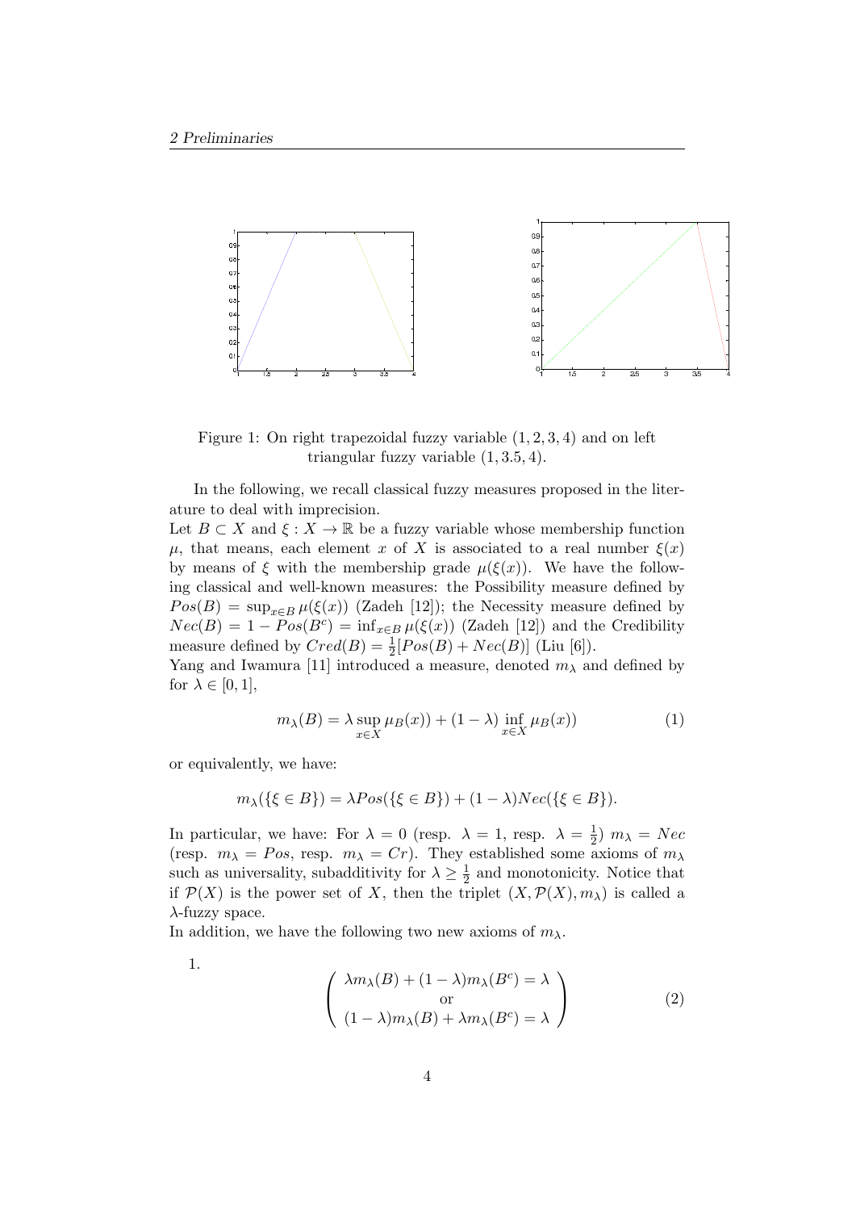Figure 1: On right trapezoidal fuzzy variable $(1, 2, 3, 4)$ and on left triangular fuzzy variable $(1, 3.5, 4)$.

In the following, we recall classical fuzzy measures proposed in the literature to deal with imprecision.

Let $B \subset X$ and $\xi : X \to \mathbb{R}$ be a fuzzy variable whose membership function $\mu$, that means, each element $x$ of $X$ is associated to a real number $\xi(x)$ by means of $\xi$ with the membership grade $\mu(\xi(x))$. We have the following classical and well-known measures: the Possibility measure defined by $Pos(B) = \sup_{x \in B} \mu(\xi(x))$ (Zadeh [12]); the Necessity measure defined by $Nec(B) = 1 - Pos(B^c) = \inf_{x \in B} \mu(\xi(x))$ (Zadeh [12]) and the Credibility measure defined by $Cred(B) = \frac{1}{2}[Pos(B) + Nec(B)]$ (Liu [6]).

Yang and Iwamura [11] introduced a measure, denoted $m_\lambda$ and defined by for $\lambda \in [0, 1]$,

$$m_\lambda(B) = \lambda \sup_{x \in X} \mu_B(x)) + (1 - \lambda) \inf_{x \in X} \mu_B(x)) \tag{1}$$

or equivalently, we have:

$$m_\lambda(\{\xi \in B\}) = \lambda Pos(\{\xi \in B\}) + (1 - \lambda) Nec(\{\xi \in B\}).$$

In particular, we have: For $\lambda = 0$ (resp. $\lambda = 1$, resp. $\lambda = \frac{1}{2}$) $m_\lambda = Nec$ (resp. $m_\lambda = Pos$, resp. $m_\lambda = Cr$). They established some axioms of $m_\lambda$ such as universality, subadditivity for $\lambda \geq \frac{1}{2}$ and monotonicity. Notice that if $\mathcal{P}(X)$ is the power set of $X$, then the triplet $(X, \mathcal{P}(X), m_\lambda)$ is called a $\lambda$-fuzzy space.

In addition, we have the following two new axioms of $m_\lambda$.

1.

$$\begin{pmatrix} \lambda m_\lambda(B) + (1 - \lambda) m_\lambda(B^c) = \lambda \\ \text{or} \\ (1 - \lambda) m_\lambda(B) + \lambda m_\lambda(B^c) = \lambda \end{pmatrix} \tag{2}$$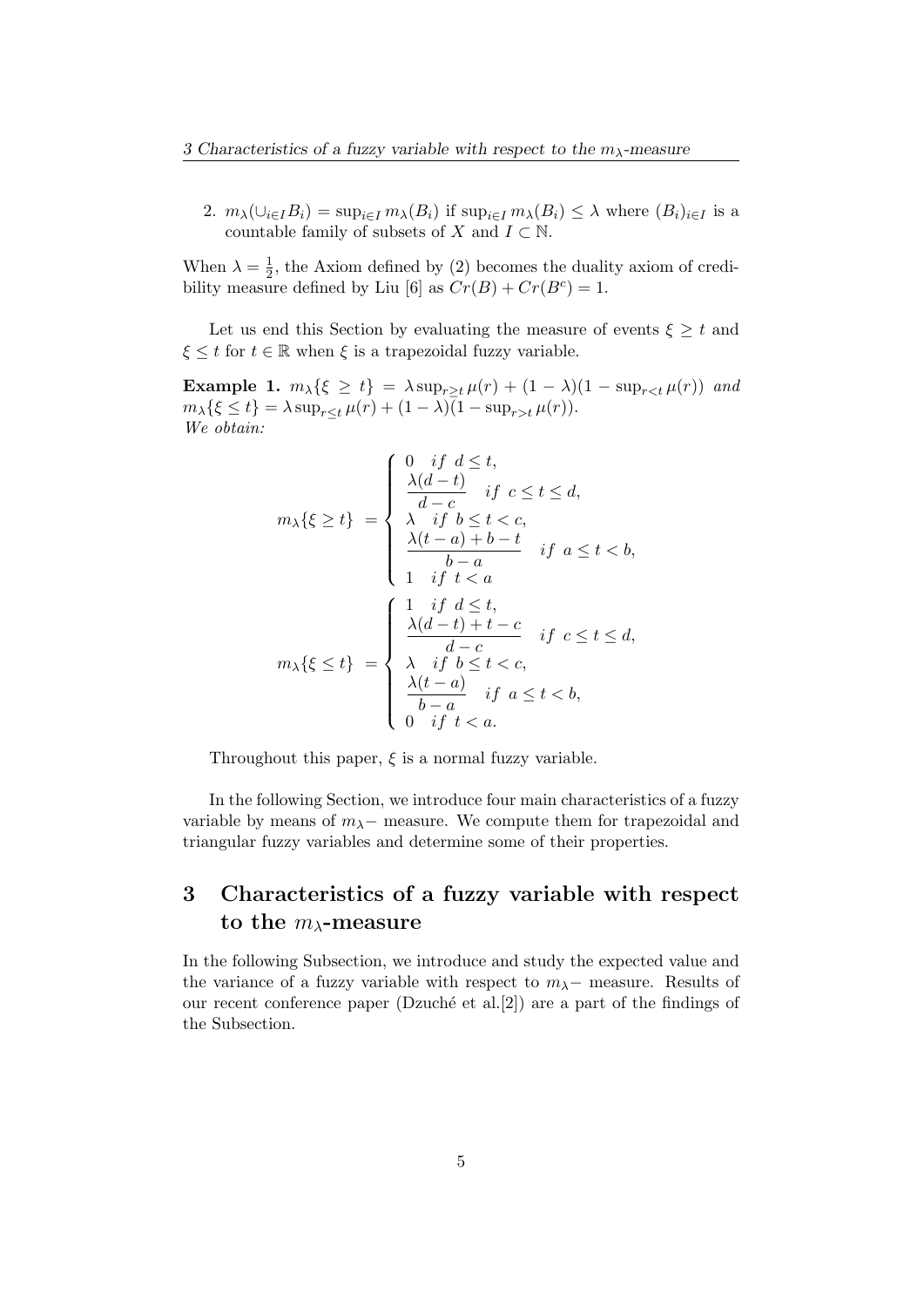2. $m_\lambda(\cup_{i\in I} B_i) = \sup_{i\in I} m_\lambda(B_i)$ if $\sup_{i\in I} m_\lambda(B_i) \leq \lambda$ where $(B_i)_{i\in I}$ is a countable family of subsets of $X$ and $I \subset \mathbb{N}$.

When $\lambda = \frac{1}{2}$, the Axiom defined by (2) becomes the duality axiom of credibility measure defined by Liu [6] as $Cr(B) + Cr(B^c) = 1$.

Let us end this Section by evaluating the measure of events $\xi \geq t$ and $\xi \leq t$ for $t \in \mathbb{R}$ when $\xi$ is a trapezoidal fuzzy variable.

**Example 1.** *$m_\lambda\{\xi \geq t\} = \lambda \sup_{r\geq t} \mu(r) + (1-\lambda)(1 - \sup_{r<t} \mu(r))$ and $m_\lambda\{\xi \leq t\} = \lambda \sup_{r\leq t} \mu(r) + (1-\lambda)(1 - \sup_{r>t} \mu(r))$.*
*We obtain:*

$$
m_\lambda\{\xi \geq t\} = \begin{cases} 0 \quad if \;\; d \leq t, \\ \dfrac{\lambda(d-t)}{d-c} \quad if \;\; c \leq t \leq d, \\ \lambda \quad if \;\; b \leq t < c, \\ \dfrac{\lambda(t-a) + b - t}{b-a} \quad if \;\; a \leq t < b, \\ 1 \quad if \;\; t < a \end{cases}
$$

$$
m_\lambda\{\xi \leq t\} = \begin{cases} 1 \quad if \;\; d \leq t, \\ \dfrac{\lambda(d-t) + t - c}{d-c} \quad if \;\; c \leq t \leq d, \\ \lambda \quad if \;\; b \leq t < c, \\ \dfrac{\lambda(t-a)}{b-a} \quad if \;\; a \leq t < b, \\ 0 \quad if \;\; t < a. \end{cases}
$$

Throughout this paper, $\xi$ is a normal fuzzy variable.

In the following Section, we introduce four main characteristics of a fuzzy variable by means of $m_\lambda-$ measure. We compute them for trapezoidal and triangular fuzzy variables and determine some of their properties.

# 3 Characteristics of a fuzzy variable with respect to the $m_\lambda$-measure

In the following Subsection, we introduce and study the expected value and the variance of a fuzzy variable with respect to $m_\lambda-$ measure. Results of our recent conference paper (Dzuché et al.[2]) are a part of the findings of the Subsection.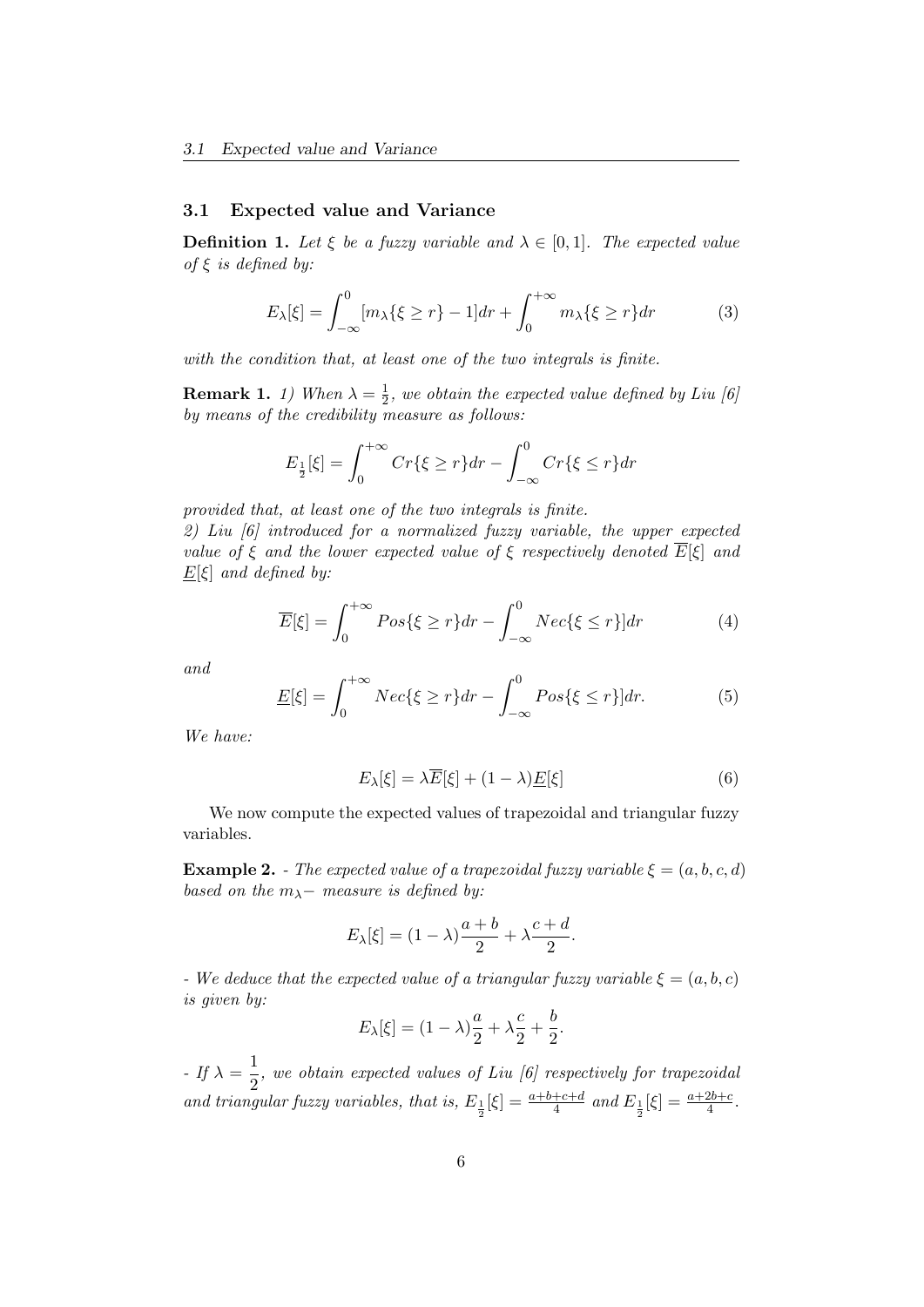### 3.1 Expected value and Variance

**Definition 1.** *Let $\xi$ be a fuzzy variable and $\lambda \in [0,1]$. The expected value of $\xi$ is defined by:*

$$E_\lambda[\xi] = \int_{-\infty}^{0} [m_\lambda\{\xi \geq r\} - 1]dr + \int_{0}^{+\infty} m_\lambda\{\xi \geq r\}dr \tag{3}$$

*with the condition that, at least one of the two integrals is finite.*

**Remark 1.** *1) When $\lambda = \frac{1}{2}$, we obtain the expected value defined by Liu [6] by means of the credibility measure as follows:*

$$E_{\frac{1}{2}}[\xi] = \int_{0}^{+\infty} Cr\{\xi \geq r\}dr - \int_{-\infty}^{0} Cr\{\xi \leq r\}dr$$

*provided that, at least one of the two integrals is finite.*
*2) Liu [6] introduced for a normalized fuzzy variable, the upper expected value of $\xi$ and the lower expected value of $\xi$ respectively denoted $\overline{E}[\xi]$ and $\underline{E}[\xi]$ and defined by:*

$$\overline{E}[\xi] = \int_{0}^{+\infty} Pos\{\xi \geq r\}dr - \int_{-\infty}^{0} Nec\{\xi \leq r\}]dr \tag{4}$$

*and*

$$\underline{E}[\xi] = \int_{0}^{+\infty} Nec\{\xi \geq r\}dr - \int_{-\infty}^{0} Pos\{\xi \leq r\}]dr. \tag{5}$$

*We have:*

$$E_\lambda[\xi] = \lambda\overline{E}[\xi] + (1-\lambda)\underline{E}[\xi] \tag{6}$$

We now compute the expected values of trapezoidal and triangular fuzzy variables.

**Example 2.** *- The expected value of a trapezoidal fuzzy variable $\xi = (a,b,c,d)$ based on the $m_\lambda-$ measure is defined by:*

$$E_\lambda[\xi] = (1-\lambda)\frac{a+b}{2} + \lambda\frac{c+d}{2}.$$

*- We deduce that the expected value of a triangular fuzzy variable $\xi = (a,b,c)$ is given by:*

$$E_\lambda[\xi] = (1-\lambda)\frac{a}{2} + \lambda\frac{c}{2} + \frac{b}{2}.$$

*- If $\lambda = \dfrac{1}{2}$, we obtain expected values of Liu [6] respectively for trapezoidal and triangular fuzzy variables, that is, $E_{\frac{1}{2}}[\xi] = \frac{a+b+c+d}{4}$ and $E_{\frac{1}{2}}[\xi] = \frac{a+2b+c}{4}$.*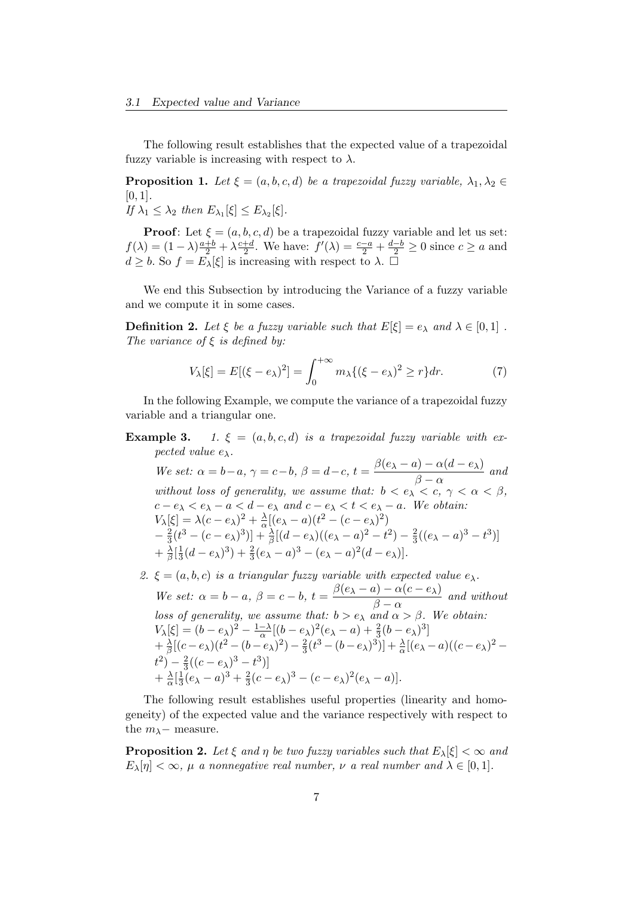The following result establishes that the expected value of a trapezoidal fuzzy variable is increasing with respect to $\lambda$.

**Proposition 1.** *Let $\xi = (a, b, c, d)$ be a trapezoidal fuzzy variable, $\lambda_1, \lambda_2 \in [0, 1]$.*
*If $\lambda_1 \leq \lambda_2$ then $E_{\lambda_1}[\xi] \leq E_{\lambda_2}[\xi]$.*

**Proof**: Let $\xi = (a, b, c, d)$ be a trapezoidal fuzzy variable and let us set: $f(\lambda) = (1-\lambda)\frac{a+b}{2} + \lambda\frac{c+d}{2}$. We have: $f'(\lambda) = \frac{c-a}{2} + \frac{d-b}{2} \geq 0$ since $c \geq a$ and $d \geq b$. So $f = E_\lambda[\xi]$ is increasing with respect to $\lambda$. $\square$

We end this Subsection by introducing the Variance of a fuzzy variable and we compute it in some cases.

**Definition 2.** *Let $\xi$ be a fuzzy variable such that $E[\xi] = e_\lambda$ and $\lambda \in [0, 1]$ . The variance of $\xi$ is defined by:*

$$V_\lambda[\xi] = E[(\xi - e_\lambda)^2] = \int_0^{+\infty} m_\lambda\{(\xi - e_\lambda)^2 \geq r\}dr. \tag{7}$$

In the following Example, we compute the variance of a trapezoidal fuzzy variable and a triangular one.

**Example 3.** *1. $\xi = (a, b, c, d)$ is a trapezoidal fuzzy variable with expected value $e_\lambda$.*
*We set: $\alpha = b-a$, $\gamma = c-b$, $\beta = d-c$, $t = \dfrac{\beta(e_\lambda - a) - \alpha(d - e_\lambda)}{\beta - \alpha}$ and without loss of generality, we assume that: $b < e_\lambda < c$, $\gamma < \alpha < \beta$, $c - e_\lambda < e_\lambda - a < d - e_\lambda$ and $c - e_\lambda < t < e_\lambda - a$. We obtain:*
$V_\lambda[\xi] = \lambda(c - e_\lambda)^2 + \frac{\lambda}{\alpha}[(e_\lambda - a)(t^2 - (c - e_\lambda)^2)$
$- \frac{2}{3}(t^3 - (c - e_\lambda)^3)] + \frac{\lambda}{\beta}[(d - e_\lambda)((e_\lambda - a)^2 - t^2) - \frac{2}{3}((e_\lambda - a)^3 - t^3)]$
$+ \frac{\lambda}{\beta}[\frac{1}{3}(d - e_\lambda)^3) + \frac{2}{3}(e_\lambda - a)^3 - (e_\lambda - a)^2(d - e_\lambda)]$.

*2. $\xi = (a, b, c)$ is a triangular fuzzy variable with expected value $e_\lambda$.*
*We set: $\alpha = b - a$, $\beta = c - b$, $t = \dfrac{\beta(e_\lambda - a) - \alpha(c - e_\lambda)}{\beta - \alpha}$ and without loss of generality, we assume that: $b > e_\lambda$ and $\alpha > \beta$. We obtain:*
$V_\lambda[\xi] = (b - e_\lambda)^2 - \frac{1-\lambda}{\alpha}[(b - e_\lambda)^2(e_\lambda - a) + \frac{2}{3}(b - e_\lambda)^3]$
$+ \frac{\lambda}{\beta}[(c - e_\lambda)(t^2 - (b - e_\lambda)^2) - \frac{2}{3}(t^3 - (b - e_\lambda)^3)] + \frac{\lambda}{\alpha}[(e_\lambda - a)((c - e_\lambda)^2 - t^2) - \frac{2}{3}((c - e_\lambda)^3 - t^3)]$
$+ \frac{\lambda}{\alpha}[\frac{1}{3}(e_\lambda - a)^3 + \frac{2}{3}(c - e_\lambda)^3 - (c - e_\lambda)^2(e_\lambda - a)]$.

The following result establishes useful properties (linearity and homogeneity) of the expected value and the variance respectively with respect to the $m_\lambda-$ measure.

**Proposition 2.** *Let $\xi$ and $\eta$ be two fuzzy variables such that $E_\lambda[\xi] < \infty$ and $E_\lambda[\eta] < \infty$, $\mu$ a nonnegative real number, $\nu$ a real number and $\lambda \in [0, 1]$.*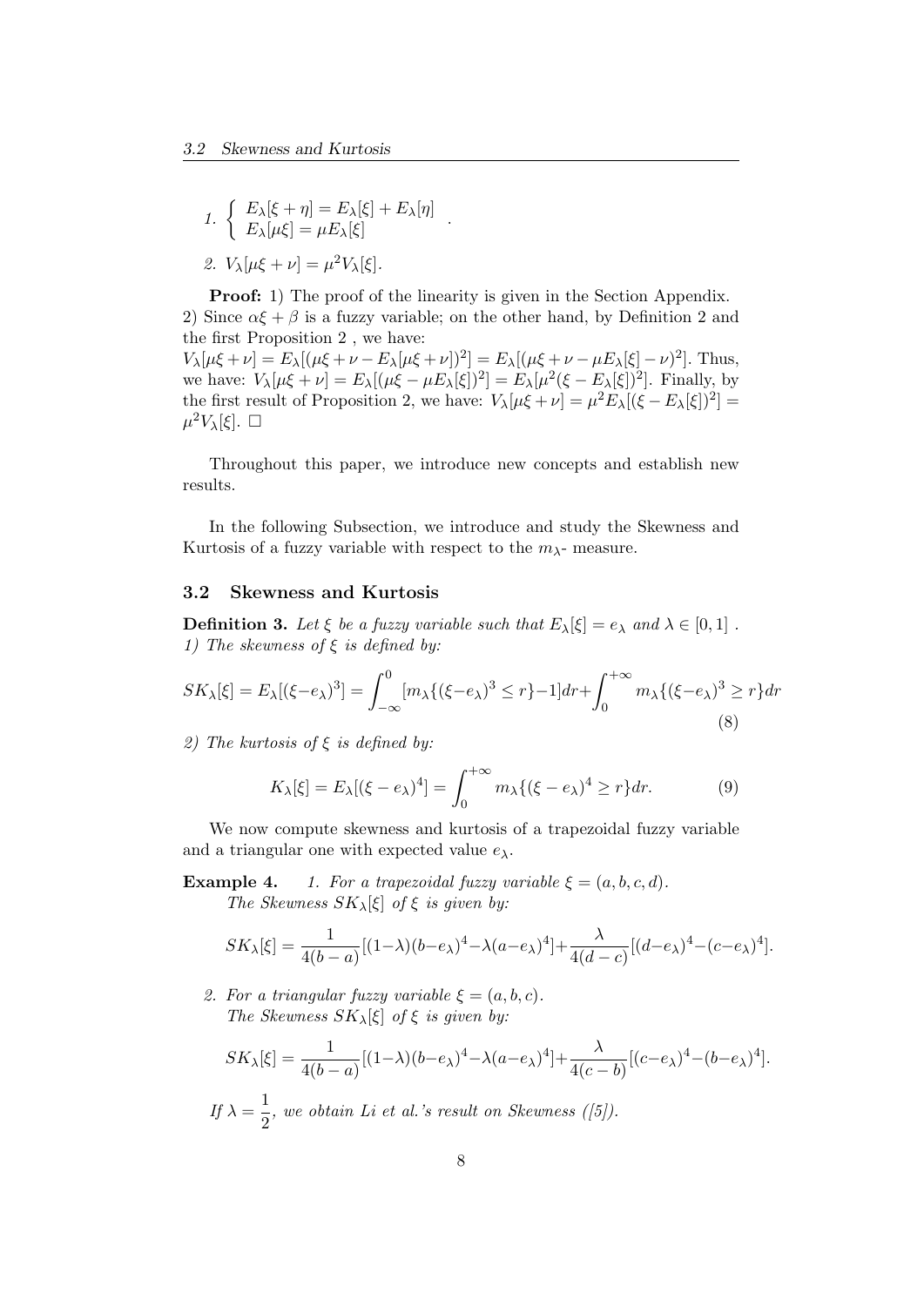1. $\begin{cases} E_\lambda[\xi+\eta] = E_\lambda[\xi] + E_\lambda[\eta] \\ E_\lambda[\mu\xi] = \mu E_\lambda[\xi] \end{cases}$ .

2. $V_\lambda[\mu\xi + \nu] = \mu^2 V_\lambda[\xi]$.

**Proof:** 1) The proof of the linearity is given in the Section Appendix.
2) Since $\alpha\xi + \beta$ is a fuzzy variable; on the other hand, by Definition 2 and the first Proposition 2 , we have:
$V_\lambda[\mu\xi+\nu] = E_\lambda[(\mu\xi+\nu - E_\lambda[\mu\xi+\nu])^2] = E_\lambda[(\mu\xi+\nu-\mu E_\lambda[\xi]-\nu)^2]$. Thus, we have: $V_\lambda[\mu\xi+\nu] = E_\lambda[(\mu\xi - \mu E_\lambda[\xi])^2] = E_\lambda[\mu^2(\xi - E_\lambda[\xi])^2]$. Finally, by the first result of Proposition 2, we have: $V_\lambda[\mu\xi+\nu] = \mu^2 E_\lambda[(\xi - E_\lambda[\xi])^2] = \mu^2 V_\lambda[\xi]$. $\square$

Throughout this paper, we introduce new concepts and establish new results.

In the following Subsection, we introduce and study the Skewness and Kurtosis of a fuzzy variable with respect to the $m_\lambda$- measure.

### 3.2 Skewness and Kurtosis

**Definition 3.** *Let $\xi$ be a fuzzy variable such that $E_\lambda[\xi] = e_\lambda$ and $\lambda \in [0,1]$ .*
*1) The skewness of $\xi$ is defined by:*

$$SK_\lambda[\xi] = E_\lambda[(\xi - e_\lambda)^3] = \int_{-\infty}^{0} [m_\lambda\{(\xi - e_\lambda)^3 \leq r\} - 1]dr + \int_{0}^{+\infty} m_\lambda\{(\xi - e_\lambda)^3 \geq r\}dr \tag{8}$$

*2) The kurtosis of $\xi$ is defined by:*

$$K_\lambda[\xi] = E_\lambda[(\xi - e_\lambda)^4] = \int_{0}^{+\infty} m_\lambda\{(\xi - e_\lambda)^4 \geq r\}dr. \tag{9}$$

We now compute skewness and kurtosis of a trapezoidal fuzzy variable and a triangular one with expected value $e_\lambda$.

**Example 4.** *1. For a trapezoidal fuzzy variable $\xi = (a,b,c,d)$.*
*The Skewness $SK_\lambda[\xi]$ of $\xi$ is given by:*

$$SK_\lambda[\xi] = \frac{1}{4(b-a)}[(1-\lambda)(b-e_\lambda)^4 - \lambda(a-e_\lambda)^4] + \frac{\lambda}{4(d-c)}[(d-e_\lambda)^4 - (c-e_\lambda)^4].$$

*2. For a triangular fuzzy variable $\xi = (a,b,c)$.*
*The Skewness $SK_\lambda[\xi]$ of $\xi$ is given by:*

$$SK_\lambda[\xi] = \frac{1}{4(b-a)}[(1-\lambda)(b-e_\lambda)^4 - \lambda(a-e_\lambda)^4] + \frac{\lambda}{4(c-b)}[(c-e_\lambda)^4 - (b-e_\lambda)^4].$$

*If $\lambda = \dfrac{1}{2}$, we obtain Li et al.'s result on Skewness ([5]).*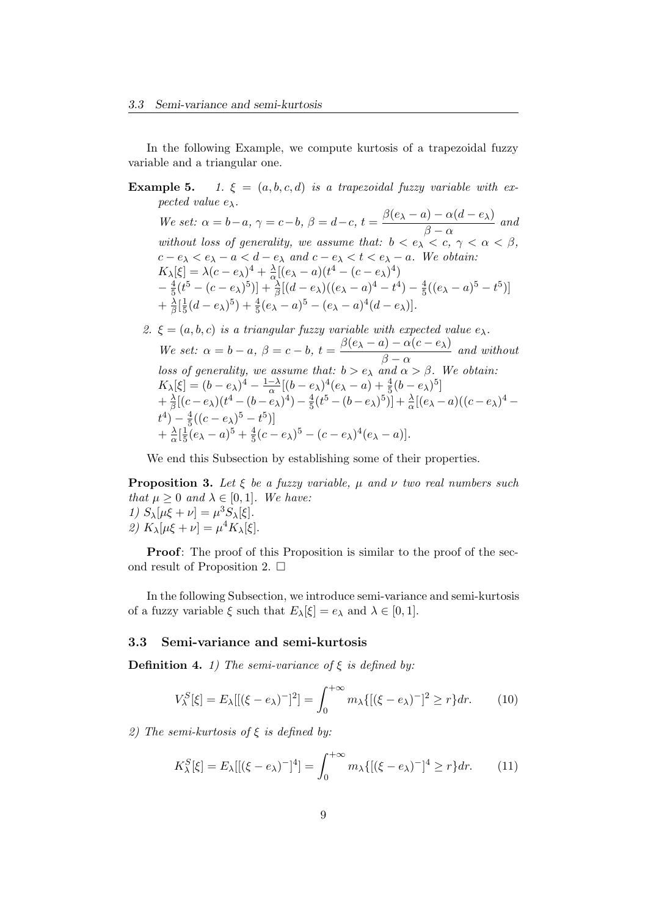In the following Example, we compute kurtosis of a trapezoidal fuzzy variable and a triangular one.

**Example 5.** *1. $\xi = (a, b, c, d)$ is a trapezoidal fuzzy variable with expected value $e_\lambda$.*

*We set: $\alpha = b - a$, $\gamma = c - b$, $\beta = d - c$, $t = \dfrac{\beta(e_\lambda - a) - \alpha(d - e_\lambda)}{\beta - \alpha}$ and without loss of generality, we assume that: $b < e_\lambda < c$, $\gamma < \alpha < \beta$, $c - e_\lambda < e_\lambda - a < d - e_\lambda$ and $c - e_\lambda < t < e_\lambda - a$. We obtain:*

$K_\lambda[\xi] = \lambda(c - e_\lambda)^4 + \frac{\lambda}{\alpha}[(e_\lambda - a)(t^4 - (c - e_\lambda)^4)$
$- \frac{4}{5}(t^5 - (c - e_\lambda)^5)] + \frac{\lambda}{\beta}[(d - e_\lambda)((e_\lambda - a)^4 - t^4) - \frac{4}{5}((e_\lambda - a)^5 - t^5)]$
$+ \frac{\lambda}{\beta}[\frac{1}{5}(d - e_\lambda)^5) + \frac{4}{5}(e_\lambda - a)^5 - (e_\lambda - a)^4(d - e_\lambda)]$.

*2. $\xi = (a, b, c)$ is a triangular fuzzy variable with expected value $e_\lambda$.*

*We set: $\alpha = b - a$, $\beta = c - b$, $t = \dfrac{\beta(e_\lambda - a) - \alpha(c - e_\lambda)}{\beta - \alpha}$ and without loss of generality, we assume that: $b > e_\lambda$ and $\alpha > \beta$. We obtain:*

$K_\lambda[\xi] = (b - e_\lambda)^4 - \frac{1-\lambda}{\alpha}[(b - e_\lambda)^4(e_\lambda - a) + \frac{4}{5}(b - e_\lambda)^5]$
$+ \frac{\lambda}{\beta}[(c - e_\lambda)(t^4 - (b - e_\lambda)^4) - \frac{4}{5}(t^5 - (b - e_\lambda)^5)] + \frac{\lambda}{\alpha}[(e_\lambda - a)((c - e_\lambda)^4 - t^4) - \frac{4}{5}((c - e_\lambda)^5 - t^5)]$
$+ \frac{\lambda}{\alpha}[\frac{1}{5}(e_\lambda - a)^5 + \frac{4}{5}(c - e_\lambda)^5 - (c - e_\lambda)^4(e_\lambda - a)]$.

We end this Subsection by establishing some of their properties.

**Proposition 3.** *Let $\xi$ be a fuzzy variable, $\mu$ and $\nu$ two real numbers such that $\mu \geq 0$ and $\lambda \in [0, 1]$. We have:*
*1) $S_\lambda[\mu\xi + \nu] = \mu^3 S_\lambda[\xi]$.*
*2) $K_\lambda[\mu\xi + \nu] = \mu^4 K_\lambda[\xi]$.*

**Proof**: The proof of this Proposition is similar to the proof of the second result of Proposition 2. $\square$

In the following Subsection, we introduce semi-variance and semi-kurtosis of a fuzzy variable $\xi$ such that $E_\lambda[\xi] = e_\lambda$ and $\lambda \in [0, 1]$.

### 3.3 Semi-variance and semi-kurtosis

**Definition 4.** *1) The semi-variance of $\xi$ is defined by:*

$$V_\lambda^S[\xi] = E_\lambda[[(\xi - e_\lambda)^-]^2] = \int_0^{+\infty} m_\lambda\{[(\xi - e_\lambda)^-]^2 \geq r\}dr. \tag{10}$$

*2) The semi-kurtosis of $\xi$ is defined by:*

$$K_\lambda^S[\xi] = E_\lambda[[(\xi - e_\lambda)^-]^4] = \int_0^{+\infty} m_\lambda\{[(\xi - e_\lambda)^-]^4 \geq r\}dr. \tag{11}$$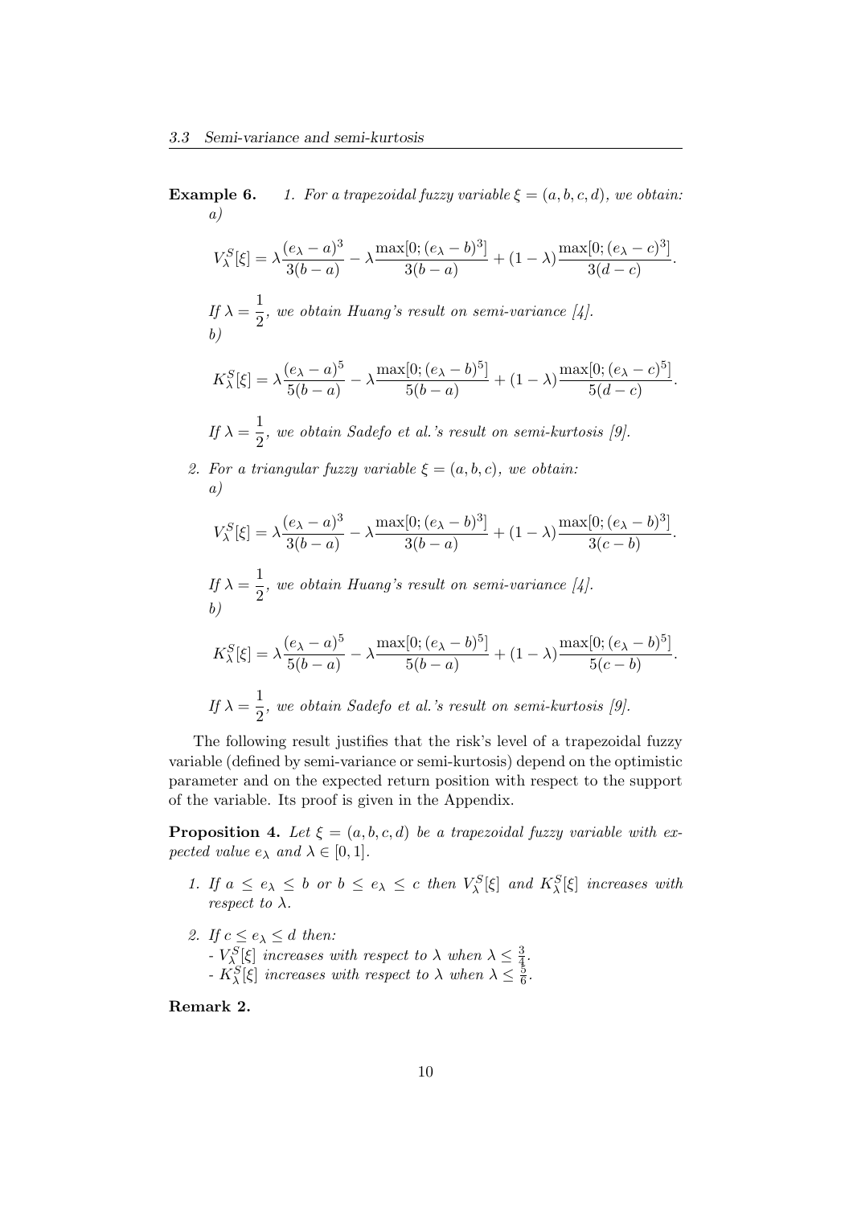**Example 6.** 1. *For a trapezoidal fuzzy variable $\xi = (a, b, c, d)$, we obtain:*

*a)*

$$V_\lambda^S[\xi] = \lambda \frac{(e_\lambda - a)^3}{3(b-a)} - \lambda \frac{\max[0; (e_\lambda - b)^3]}{3(b-a)} + (1-\lambda) \frac{\max[0; (e_\lambda - c)^3]}{3(d-c)}.$$

*If $\lambda = \frac{1}{2}$, we obtain Huang's result on semi-variance [4].*

*b)*

$$K_\lambda^S[\xi] = \lambda \frac{(e_\lambda - a)^5}{5(b-a)} - \lambda \frac{\max[0; (e_\lambda - b)^5]}{5(b-a)} + (1-\lambda) \frac{\max[0; (e_\lambda - c)^5]}{5(d-c)}.$$

*If $\lambda = \frac{1}{2}$, we obtain Sadefo et al.'s result on semi-kurtosis [9].*

2. *For a triangular fuzzy variable $\xi = (a, b, c)$, we obtain:*

*a)*

$$V_\lambda^S[\xi] = \lambda \frac{(e_\lambda - a)^3}{3(b-a)} - \lambda \frac{\max[0; (e_\lambda - b)^3]}{3(b-a)} + (1-\lambda) \frac{\max[0; (e_\lambda - b)^3]}{3(c-b)}.$$

*If $\lambda = \frac{1}{2}$, we obtain Huang's result on semi-variance [4].*

*b)*

$$K_\lambda^S[\xi] = \lambda \frac{(e_\lambda - a)^5}{5(b-a)} - \lambda \frac{\max[0; (e_\lambda - b)^5]}{5(b-a)} + (1-\lambda) \frac{\max[0; (e_\lambda - b)^5]}{5(c-b)}.$$

*If $\lambda = \frac{1}{2}$, we obtain Sadefo et al.'s result on semi-kurtosis [9].*

The following result justifies that the risk's level of a trapezoidal fuzzy variable (defined by semi-variance or semi-kurtosis) depend on the optimistic parameter and on the expected return position with respect to the support of the variable. Its proof is given in the Appendix.

**Proposition 4.** *Let $\xi = (a, b, c, d)$ be a trapezoidal fuzzy variable with expected value $e_\lambda$ and $\lambda \in [0, 1]$.*

1. *If $a \leq e_\lambda \leq b$ or $b \leq e_\lambda \leq c$ then $V_\lambda^S[\xi]$ and $K_\lambda^S[\xi]$ increases with respect to $\lambda$.*
2. *If $c \leq e_\lambda \leq d$ then:*
   - *$V_\lambda^S[\xi]$ increases with respect to $\lambda$ when $\lambda \leq \frac{3}{4}$.*
   - *$K_\lambda^S[\xi]$ increases with respect to $\lambda$ when $\lambda \leq \frac{5}{6}$.*

**Remark 2.**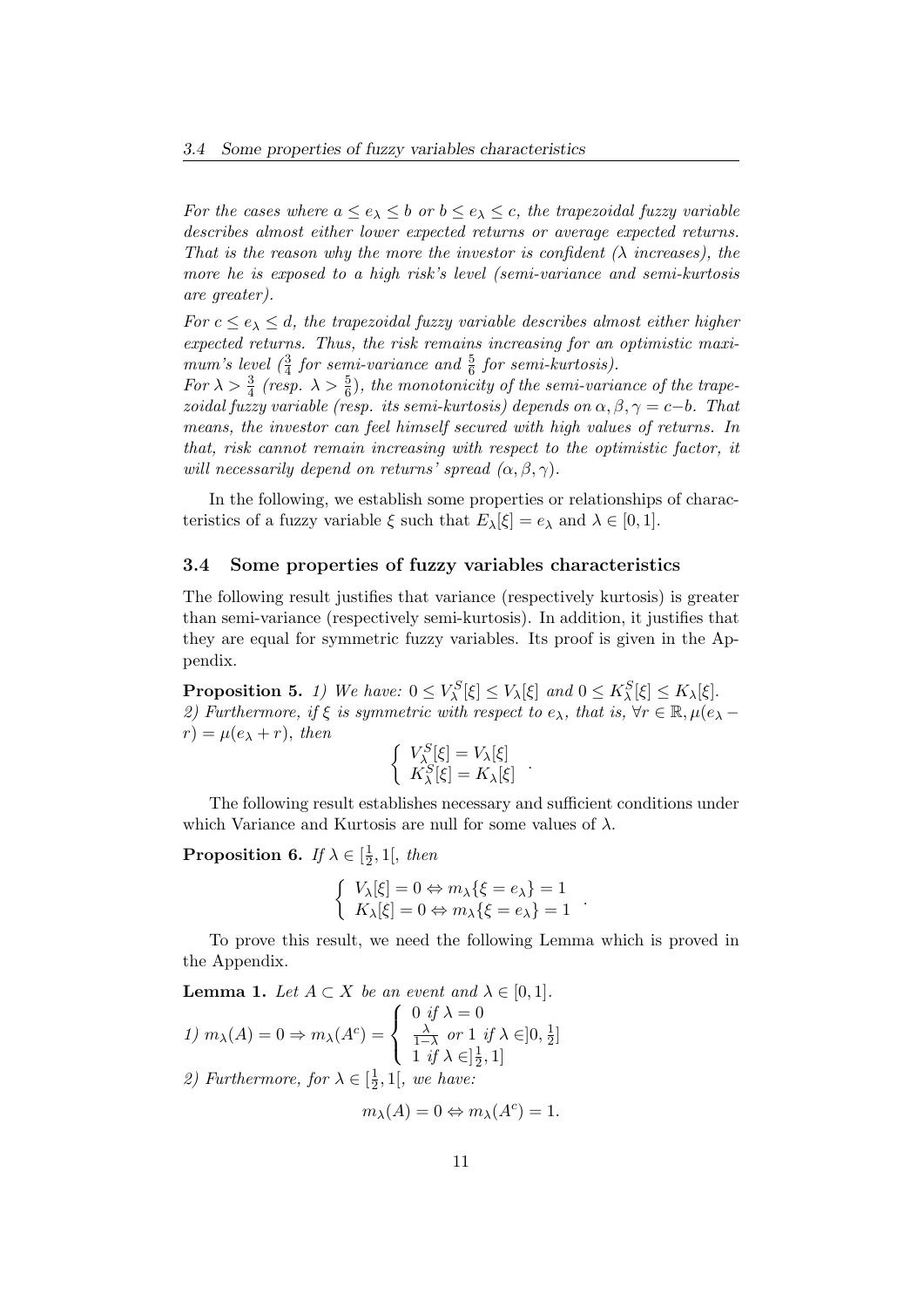*For the cases where $a \leq e_\lambda \leq b$ or $b \leq e_\lambda \leq c$, the trapezoidal fuzzy variable describes almost either lower expected returns or average expected returns. That is the reason why the more the investor is confident ($\lambda$ increases), the more he is exposed to a high risk's level (semi-variance and semi-kurtosis are greater).*

*For $c \leq e_\lambda \leq d$, the trapezoidal fuzzy variable describes almost either higher expected returns. Thus, the risk remains increasing for an optimistic maximum's level ($\frac{3}{4}$ for semi-variance and $\frac{5}{6}$ for semi-kurtosis).*
*For $\lambda > \frac{3}{4}$ (resp. $\lambda > \frac{5}{6}$), the monotonicity of the semi-variance of the trapezoidal fuzzy variable (resp. its semi-kurtosis) depends on $\alpha, \beta, \gamma = c - b$. That means, the investor can feel himself secured with high values of returns. In that, risk cannot remain increasing with respect to the optimistic factor, it will necessarily depend on returns' spread $(\alpha, \beta, \gamma)$.*

In the following, we establish some properties or relationships of characteristics of a fuzzy variable $\xi$ such that $E_\lambda[\xi] = e_\lambda$ and $\lambda \in [0, 1]$.

### 3.4 Some properties of fuzzy variables characteristics

The following result justifies that variance (respectively kurtosis) is greater than semi-variance (respectively semi-kurtosis). In addition, it justifies that they are equal for symmetric fuzzy variables. Its proof is given in the Appendix.

**Proposition 5.** *1) We have: $0 \leq V_\lambda^S[\xi] \leq V_\lambda[\xi]$ and $0 \leq K_\lambda^S[\xi] \leq K_\lambda[\xi]$.*
*2) Furthermore, if $\xi$ is symmetric with respect to $e_\lambda$, that is, $\forall r \in \mathbb{R}, \mu(e_\lambda - r) = \mu(e_\lambda + r)$, then*

$$\begin{cases} V_\lambda^S[\xi] = V_\lambda[\xi] \\ K_\lambda^S[\xi] = K_\lambda[\xi] \end{cases}.$$

The following result establishes necessary and sufficient conditions under which Variance and Kurtosis are null for some values of $\lambda$.

**Proposition 6.** *If $\lambda \in [\frac{1}{2}, 1[$, then*

$$\begin{cases} V_\lambda[\xi] = 0 \Leftrightarrow m_\lambda\{\xi = e_\lambda\} = 1 \\ K_\lambda[\xi] = 0 \Leftrightarrow m_\lambda\{\xi = e_\lambda\} = 1 \end{cases}.$$

To prove this result, we need the following Lemma which is proved in the Appendix.

**Lemma 1.** *Let $A \subset X$ be an event and $\lambda \in [0, 1]$.*
*1) $m_\lambda(A) = 0 \Rightarrow m_\lambda(A^c) = \begin{cases} 0 \text{ if } \lambda = 0 \\ \frac{\lambda}{1-\lambda} \text{ or } 1 \text{ if } \lambda \in ]0, \frac{1}{2}] \\ 1 \text{ if } \lambda \in ]\frac{1}{2}, 1] \end{cases}$*
*2) Furthermore, for $\lambda \in [\frac{1}{2}, 1[$, we have:*

$$m_\lambda(A) = 0 \Leftrightarrow m_\lambda(A^c) = 1.$$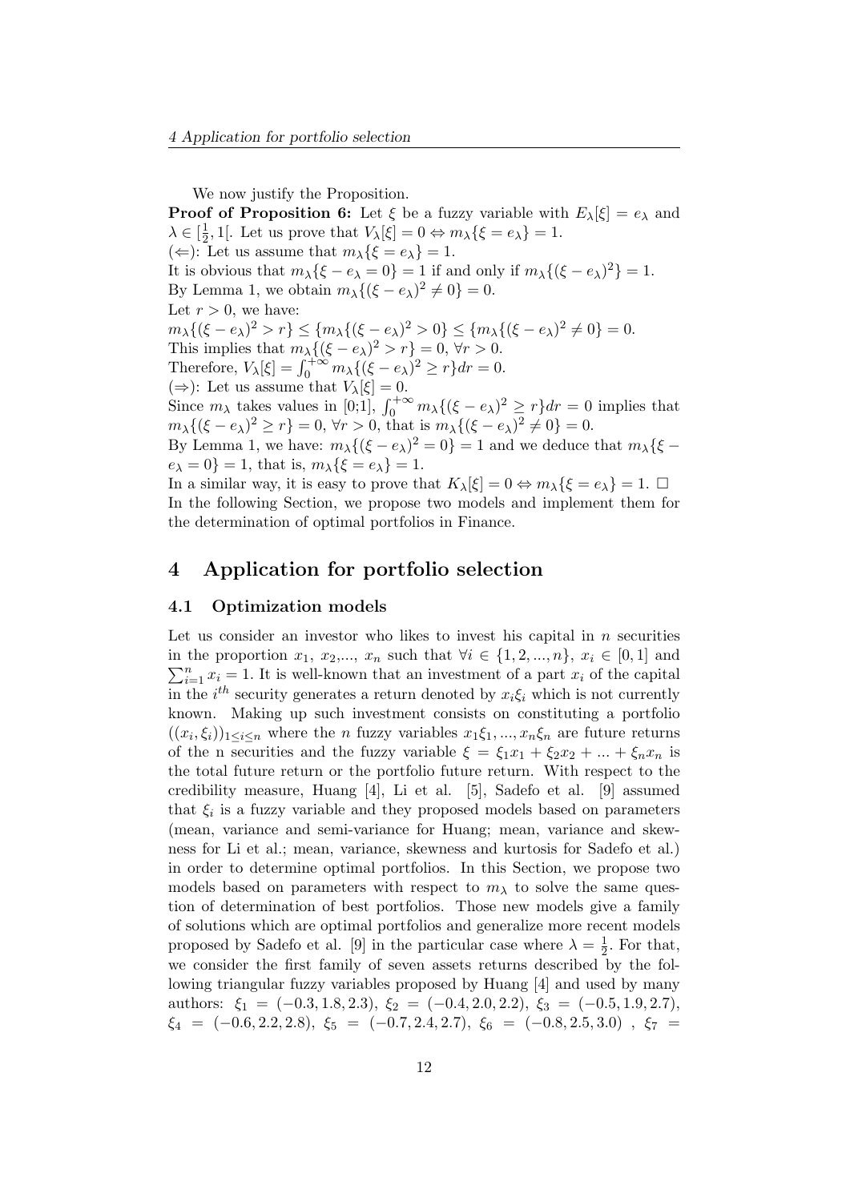We now justify the Proposition.

**Proof of Proposition 6:** Let $\xi$ be a fuzzy variable with $E_\lambda[\xi] = e_\lambda$ and $\lambda \in [\frac{1}{2}, 1[$. Let us prove that $V_\lambda[\xi] = 0 \Leftrightarrow m_\lambda\{\xi = e_\lambda\} = 1$.

($\Leftarrow$): Let us assume that $m_\lambda\{\xi = e_\lambda\} = 1$.

It is obvious that $m_\lambda\{\xi - e_\lambda = 0\} = 1$ if and only if $m_\lambda\{(\xi - e_\lambda)^2\} = 1$.

By Lemma 1, we obtain $m_\lambda\{(\xi - e_\lambda)^2 \neq 0\} = 0$.

Let $r > 0$, we have:

$m_\lambda\{(\xi - e_\lambda)^2 > r\} \leq \{m_\lambda\{(\xi - e_\lambda)^2 > 0\} \leq \{m_\lambda\{(\xi - e_\lambda)^2 \neq 0\} = 0$.

This implies that $m_\lambda\{(\xi - e_\lambda)^2 > r\} = 0$, $\forall r > 0$.

Therefore, $V_\lambda[\xi] = \int_0^{+\infty} m_\lambda\{(\xi - e_\lambda)^2 \geq r\}dr = 0$.

($\Rightarrow$): Let us assume that $V_\lambda[\xi] = 0$.

Since $m_\lambda$ takes values in [0;1], $\int_0^{+\infty} m_\lambda\{(\xi - e_\lambda)^2 \geq r\}dr = 0$ implies that $m_\lambda\{(\xi - e_\lambda)^2 \geq r\} = 0$, $\forall r > 0$, that is $m_\lambda\{(\xi - e_\lambda)^2 \neq 0\} = 0$.

By Lemma 1, we have: $m_\lambda\{(\xi - e_\lambda)^2 = 0\} = 1$ and we deduce that $m_\lambda\{\xi - e_\lambda = 0\} = 1$, that is, $m_\lambda\{\xi = e_\lambda\} = 1$.

In a similar way, it is easy to prove that $K_\lambda[\xi] = 0 \Leftrightarrow m_\lambda\{\xi = e_\lambda\} = 1$. □

In the following Section, we propose two models and implement them for the determination of optimal portfolios in Finance.

# 4 Application for portfolio selection

## 4.1 Optimization models

Let us consider an investor who likes to invest his capital in $n$ securities in the proportion $x_1$, $x_2$,..., $x_n$ such that $\forall i \in \{1, 2, ..., n\}$, $x_i \in [0, 1]$ and $\sum_{i=1}^{n} x_i = 1$. It is well-known that an investment of a part $x_i$ of the capital in the $i^{th}$ security generates a return denoted by $x_i\xi_i$ which is not currently known. Making up such investment consists on constituting a portfolio $((x_i, \xi_i))_{1 \leq i \leq n}$ where the $n$ fuzzy variables $x_1\xi_1, ..., x_n\xi_n$ are future returns of the n securities and the fuzzy variable $\xi = \xi_1 x_1 + \xi_2 x_2 + ... + \xi_n x_n$ is the total future return or the portfolio future return. With respect to the credibility measure, Huang [4], Li et al. [5], Sadefo et al. [9] assumed that $\xi_i$ is a fuzzy variable and they proposed models based on parameters (mean, variance and semi-variance for Huang; mean, variance and skewness for Li et al.; mean, variance, skewness and kurtosis for Sadefo et al.) in order to determine optimal portfolios. In this Section, we propose two models based on parameters with respect to $m_\lambda$ to solve the same question of determination of best portfolios. Those new models give a family of solutions which are optimal portfolios and generalize more recent models proposed by Sadefo et al. [9] in the particular case where $\lambda = \frac{1}{2}$. For that, we consider the first family of seven assets returns described by the following triangular fuzzy variables proposed by Huang [4] and used by many authors: $\xi_1 = (-0.3, 1.8, 2.3)$, $\xi_2 = (-0.4, 2.0, 2.2)$, $\xi_3 = (-0.5, 1.9, 2.7)$, $\xi_4 = (-0.6, 2.2, 2.8)$, $\xi_5 = (-0.7, 2.4, 2.7)$, $\xi_6 = (-0.8, 2.5, 3.0)$ , $\xi_7 =$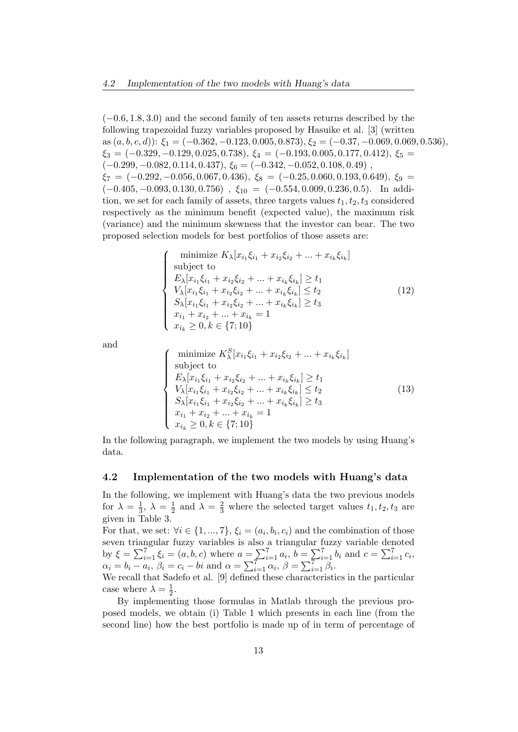$(-0.6, 1.8, 3.0)$ and the second family of ten assets returns described by the following trapezoidal fuzzy variables proposed by Hasuike et al. [3] (written as $(a, b, c, d)$): $\xi_1 = (-0.362, -0.123, 0.005, 0.873)$, $\xi_2 = (-0.37, -0.069, 0.069, 0.536)$, $\xi_3 = (-0.329, -0.129, 0.025, 0.738)$, $\xi_4 = (-0.193, 0.005, 0.177, 0.412)$, $\xi_5 = (-0.299, -0.082, 0.114, 0.437)$, $\xi_6 = (-0.342, -0.052, 0.108, 0.49)$ , $\xi_7 = (-0.292, -0.056, 0.067, 0.436)$, $\xi_8 = (-0.25, 0.060, 0.193, 0.649)$, $\xi_9 = (-0.405, -0.093, 0.130, 0.756)$ , $\xi_{10} = (-0.554, 0.009, 0.236, 0.5)$. In addition, we set for each family of assets, three targets values $t_1, t_2, t_3$ considered respectively as the minimum benefit (expected value), the maximum risk (variance) and the minimum skewness that the investor can bear. The two proposed selection models for best portfolios of those assets are:

$$
\begin{cases}
\text{minimize } K_\lambda[x_{i_1}\xi_{i_1} + x_{i_2}\xi_{i_2} + ... + x_{i_k}\xi_{i_k}] \\
\text{subject to} \\
E_\lambda[x_{i_1}\xi_{i_1} + x_{i_2}\xi_{i_2} + ... + x_{i_k}\xi_{i_k}] \geq t_1 \\
V_\lambda[x_{i_1}\xi_{i_1} + x_{i_2}\xi_{i_2} + ... + x_{i_k}\xi_{i_k}] \leq t_2 \\
S_\lambda[x_{i_1}\xi_{i_1} + x_{i_2}\xi_{i_2} + ... + x_{i_k}\xi_{i_k}] \geq t_3 \\
x_{i_1} + x_{i_2} + ... + x_{i_k} = 1 \\
x_{i_k} \geq 0, k \in \{7; 10\}
\end{cases} \tag{12}
$$

and

$$
\begin{cases}
\text{minimize } K^S_\lambda[x_{i_1}\xi_{i_1} + x_{i_2}\xi_{i_2} + ... + x_{i_k}\xi_{i_k}] \\
\text{subject to} \\
E_\lambda[x_{i_1}\xi_{i_1} + x_{i_2}\xi_{i_2} + ... + x_{i_k}\xi_{i_k}] \geq t_1 \\
V_\lambda[x_{i_1}\xi_{i_1} + x_{i_2}\xi_{i_2} + ... + x_{i_k}\xi_{i_k}] \leq t_2 \\
S_\lambda[x_{i_1}\xi_{i_1} + x_{i_2}\xi_{i_2} + ... + x_{i_k}\xi_{i_k}] \geq t_3 \\
x_{i_1} + x_{i_2} + ... + x_{i_k} = 1 \\
x_{i_k} \geq 0, k \in \{7; 10\}
\end{cases} \tag{13}
$$

In the following paragraph, we implement the two models by using Huang's data.

### 4.2 Implementation of the two models with Huang's data

In the following, we implement with Huang's data the two previous models for $\lambda = \frac{1}{3}$, $\lambda = \frac{1}{2}$ and $\lambda = \frac{2}{3}$ where the selected target values $t_1, t_2, t_3$ are given in Table 3.

For that, we set: $\forall i \in \{1, ..., 7\}$, $\xi_i = (a_i, b_i, c_i)$ and the combination of those seven triangular fuzzy variables is also a triangular fuzzy variable denoted by $\xi = \sum_{i=1}^{7} \xi_i = (a, b, c)$ where $a = \sum_{i=1}^{7} a_i$, $b = \sum_{i=1}^{7} b_i$ and $c = \sum_{i=1}^{7} c_i$, $\alpha_i = b_i - a_i$, $\beta_i = c_i - bi$ and $\alpha = \sum_{i=1}^{7} \alpha_i$, $\beta = \sum_{i=1}^{7} \beta_i$.

We recall that Sadefo et al. [9] defined these characteristics in the particular case where $\lambda = \frac{1}{2}$.

By implementing those formulas in Matlab through the previous proposed models, we obtain (i) Table 1 which presents in each line (from the second line) how the best portfolio is made up of in term of percentage of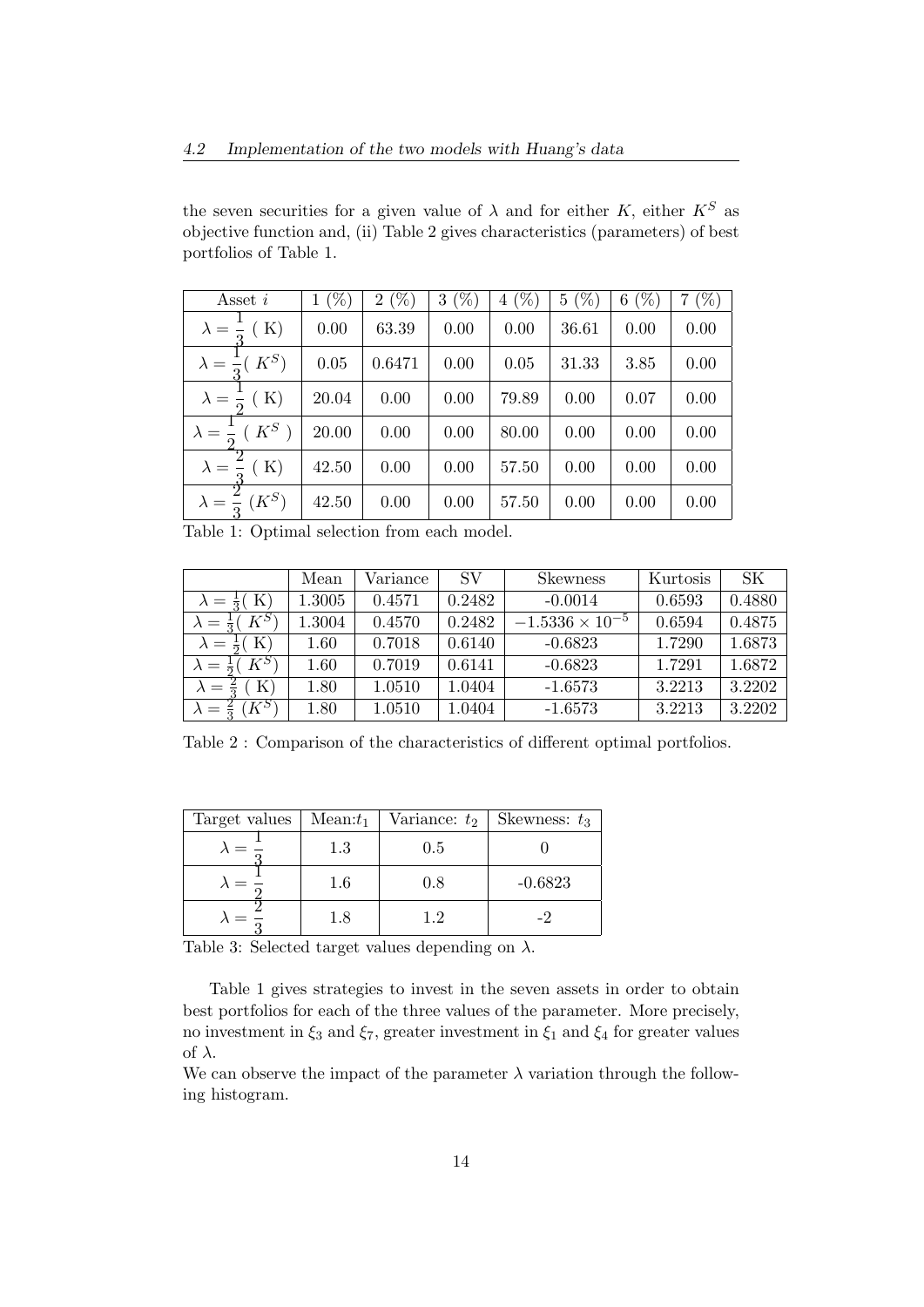the seven securities for a given value of $\lambda$ and for either $K$, either $K^S$ as objective function and, (ii) Table 2 gives characteristics (parameters) of best portfolios of Table 1.

| Asset $i$ | 1 (%) | 2 (%) | 3 (%) | 4 (%) | 5 (%) | 6 (%) | 7 (%) |
|---|---|---|---|---|---|---|---|
| $\lambda = \frac{1}{3}$ ( K) | 0.00 | 63.39 | 0.00 | 0.00 | 36.61 | 0.00 | 0.00 |
| $\lambda = \frac{1}{3}$( $K^S$) | 0.05 | 0.6471 | 0.00 | 0.05 | 31.33 | 3.85 | 0.00 |
| $\lambda = \frac{1}{2}$ ( K) | 20.04 | 0.00 | 0.00 | 79.89 | 0.00 | 0.07 | 0.00 |
| $\lambda = \frac{1}{2}$ ( $K^S$ ) | 20.00 | 0.00 | 0.00 | 80.00 | 0.00 | 0.00 | 0.00 |
| $\lambda = \frac{2}{3}$ ( K) | 42.50 | 0.00 | 0.00 | 57.50 | 0.00 | 0.00 | 0.00 |
| $\lambda = \frac{2}{3}$ ($K^S$) | 42.50 | 0.00 | 0.00 | 57.50 | 0.00 | 0.00 | 0.00 |

Table 1: Optimal selection from each model.

| | Mean | Variance | SV | Skewness | Kurtosis | SK |
|---|---|---|---|---|---|---|
| $\lambda = \frac{1}{3}$( K) | 1.3005 | 0.4571 | 0.2482 | -0.0014 | 0.6593 | 0.4880 |
| $\lambda = \frac{1}{3}$( $K^S$) | 1.3004 | 0.4570 | 0.2482 | $-1.5336 \times 10^{-5}$ | 0.6594 | 0.4875 |
| $\lambda = \frac{1}{2}$( K) | 1.60 | 0.7018 | 0.6140 | -0.6823 | 1.7290 | 1.6873 |
| $\lambda = \frac{1}{2}$( $K^S$) | 1.60 | 0.7019 | 0.6141 | -0.6823 | 1.7291 | 1.6872 |
| $\lambda = \frac{2}{3}$ ( K) | 1.80 | 1.0510 | 1.0404 | -1.6573 | 3.2213 | 3.2202 |
| $\lambda = \frac{2}{3}$ ($K^S$) | 1.80 | 1.0510 | 1.0404 | -1.6573 | 3.2213 | 3.2202 |

Table 2 : Comparison of the characteristics of different optimal portfolios.

| Target values | Mean:$t_1$ | Variance: $t_2$ | Skewness: $t_3$ |
|---|---|---|---|
| $\lambda = \frac{1}{3}$ | 1.3 | 0.5 | 0 |
| $\lambda = \frac{1}{2}$ | 1.6 | 0.8 | -0.6823 |
| $\lambda = \frac{2}{3}$ | 1.8 | 1.2 | -2 |

Table 3: Selected target values depending on $\lambda$.

Table 1 gives strategies to invest in the seven assets in order to obtain best portfolios for each of the three values of the parameter. More precisely, no investment in $\xi_3$ and $\xi_7$, greater investment in $\xi_1$ and $\xi_4$ for greater values of $\lambda$.

We can observe the impact of the parameter $\lambda$ variation through the following histogram.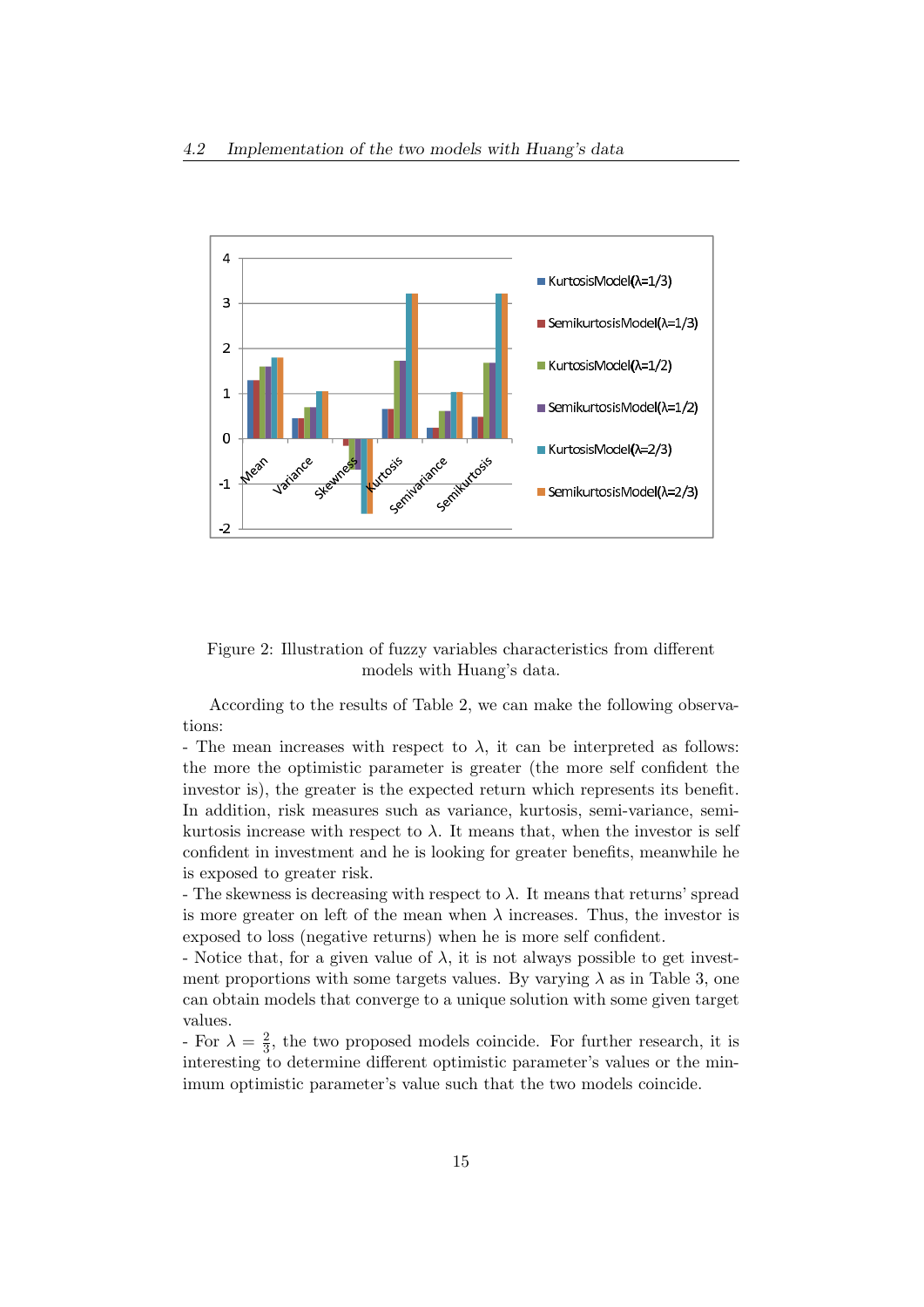Figure 2: Illustration of fuzzy variables characteristics from different models with Huang's data.

According to the results of Table 2, we can make the following observations:

- The mean increases with respect to $\lambda$, it can be interpreted as follows: the more the optimistic parameter is greater (the more self confident the investor is), the greater is the expected return which represents its benefit. In addition, risk measures such as variance, kurtosis, semi-variance, semi-kurtosis increase with respect to $\lambda$. It means that, when the investor is self confident in investment and he is looking for greater benefits, meanwhile he is exposed to greater risk.
- The skewness is decreasing with respect to $\lambda$. It means that returns' spread is more greater on left of the mean when $\lambda$ increases. Thus, the investor is exposed to loss (negative returns) when he is more self confident.
- Notice that, for a given value of $\lambda$, it is not always possible to get investment proportions with some targets values. By varying $\lambda$ as in Table 3, one can obtain models that converge to a unique solution with some given target values.
- For $\lambda = \frac{2}{3}$, the two proposed models coincide. For further research, it is interesting to determine different optimistic parameter's values or the minimum optimistic parameter's value such that the two models coincide.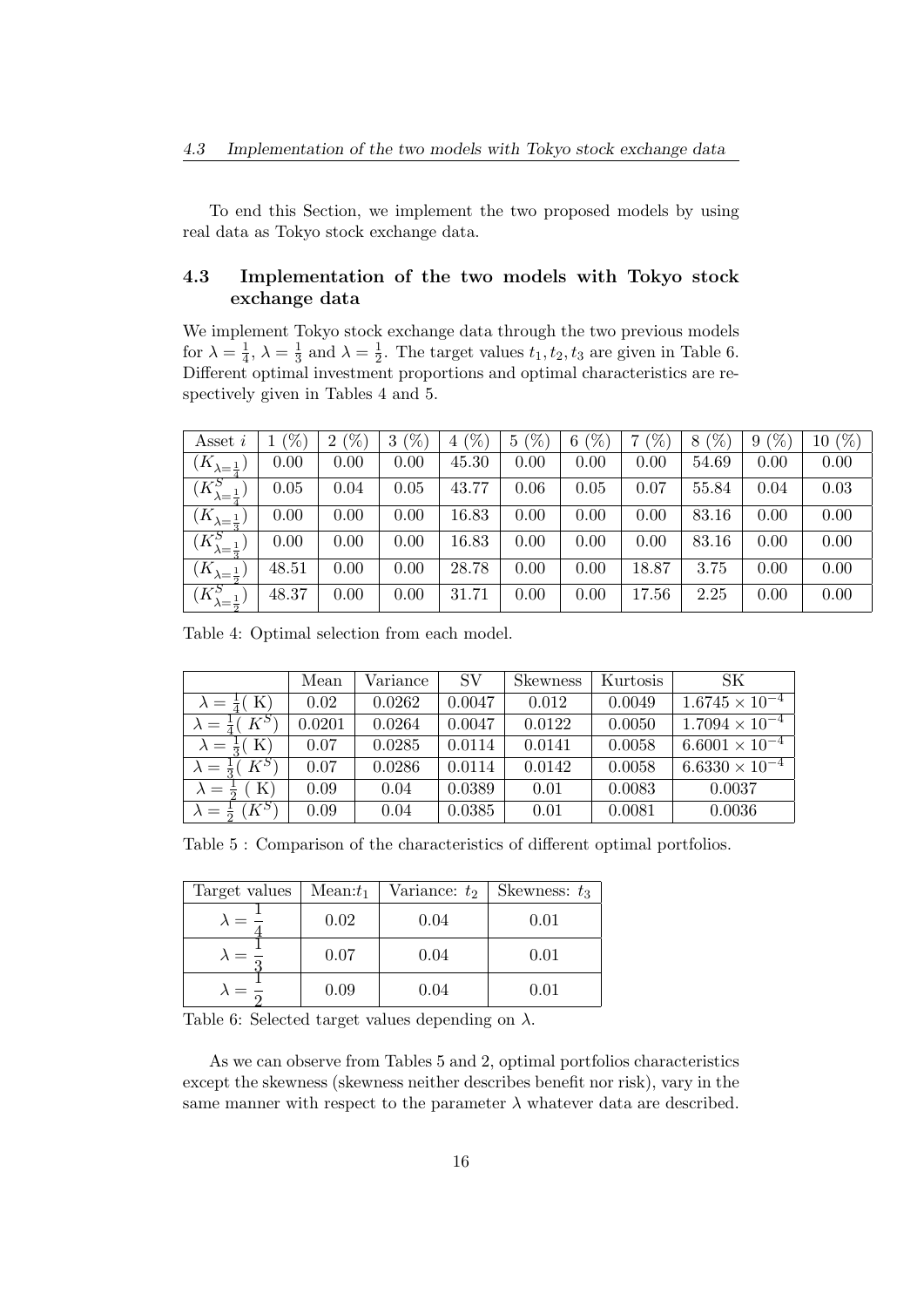To end this Section, we implement the two proposed models by using real data as Tokyo stock exchange data.

### 4.3 Implementation of the two models with Tokyo stock exchange data

We implement Tokyo stock exchange data through the two previous models for $\lambda = \frac{1}{4}$, $\lambda = \frac{1}{3}$ and $\lambda = \frac{1}{2}$. The target values $t_1, t_2, t_3$ are given in Table 6. Different optimal investment proportions and optimal characteristics are respectively given in Tables 4 and 5.

| Asset $i$ | 1 (%) | 2 (%) | 3 (%) | 4 (%) | 5 (%) | 6 (%) | 7 (%) | 8 (%) | 9 (%) | 10 (%) |
|---|---|---|---|---|---|---|---|---|---|---|
| $(K_{\lambda=\frac{1}{4}})$ | 0.00 | 0.00 | 0.00 | 45.30 | 0.00 | 0.00 | 0.00 | 54.69 | 0.00 | 0.00 |
| $(K^S_{\lambda=\frac{1}{4}})$ | 0.05 | 0.04 | 0.05 | 43.77 | 0.06 | 0.05 | 0.07 | 55.84 | 0.04 | 0.03 |
| $(K_{\lambda=\frac{1}{3}})$ | 0.00 | 0.00 | 0.00 | 16.83 | 0.00 | 0.00 | 0.00 | 83.16 | 0.00 | 0.00 |
| $(K^S_{\lambda=\frac{1}{3}})$ | 0.00 | 0.00 | 0.00 | 16.83 | 0.00 | 0.00 | 0.00 | 83.16 | 0.00 | 0.00 |
| $(K_{\lambda=\frac{1}{2}})$ | 48.51 | 0.00 | 0.00 | 28.78 | 0.00 | 0.00 | 18.87 | 3.75 | 0.00 | 0.00 |
| $(K^S_{\lambda=\frac{1}{2}})$ | 48.37 | 0.00 | 0.00 | 31.71 | 0.00 | 0.00 | 17.56 | 2.25 | 0.00 | 0.00 |

Table 4: Optimal selection from each model.

| | Mean | Variance | SV | Skewness | Kurtosis | SK |
|---|---|---|---|---|---|---|
| $\lambda = \frac{1}{4}$( K) | 0.02 | 0.0262 | 0.0047 | 0.012 | 0.0049 | $1.6745 \times 10^{-4}$ |
| $\lambda = \frac{1}{4}$( $K^S$) | 0.0201 | 0.0264 | 0.0047 | 0.0122 | 0.0050 | $1.7094 \times 10^{-4}$ |
| $\lambda = \frac{1}{3}$( K) | 0.07 | 0.0285 | 0.0114 | 0.0141 | 0.0058 | $6.6001 \times 10^{-4}$ |
| $\lambda = \frac{1}{3}$( $K^S$) | 0.07 | 0.0286 | 0.0114 | 0.0142 | 0.0058 | $6.6330 \times 10^{-4}$ |
| $\lambda = \frac{1}{2}$ ( K) | 0.09 | 0.04 | 0.0389 | 0.01 | 0.0083 | 0.0037 |
| $\lambda = \frac{1}{2}$ ($K^S$) | 0.09 | 0.04 | 0.0385 | 0.01 | 0.0081 | 0.0036 |

Table 5 : Comparison of the characteristics of different optimal portfolios.

| Target values | Mean:$t_1$ | Variance: $t_2$ | Skewness: $t_3$ |
|---|---|---|---|
| $\lambda = \dfrac{1}{4}$ | 0.02 | 0.04 | 0.01 |
| $\lambda = \dfrac{1}{3}$ | 0.07 | 0.04 | 0.01 |
| $\lambda = \dfrac{1}{2}$ | 0.09 | 0.04 | 0.01 |

Table 6: Selected target values depending on $\lambda$.

As we can observe from Tables 5 and 2, optimal portfolios characteristics except the skewness (skewness neither describes benefit nor risk), vary in the same manner with respect to the parameter $\lambda$ whatever data are described.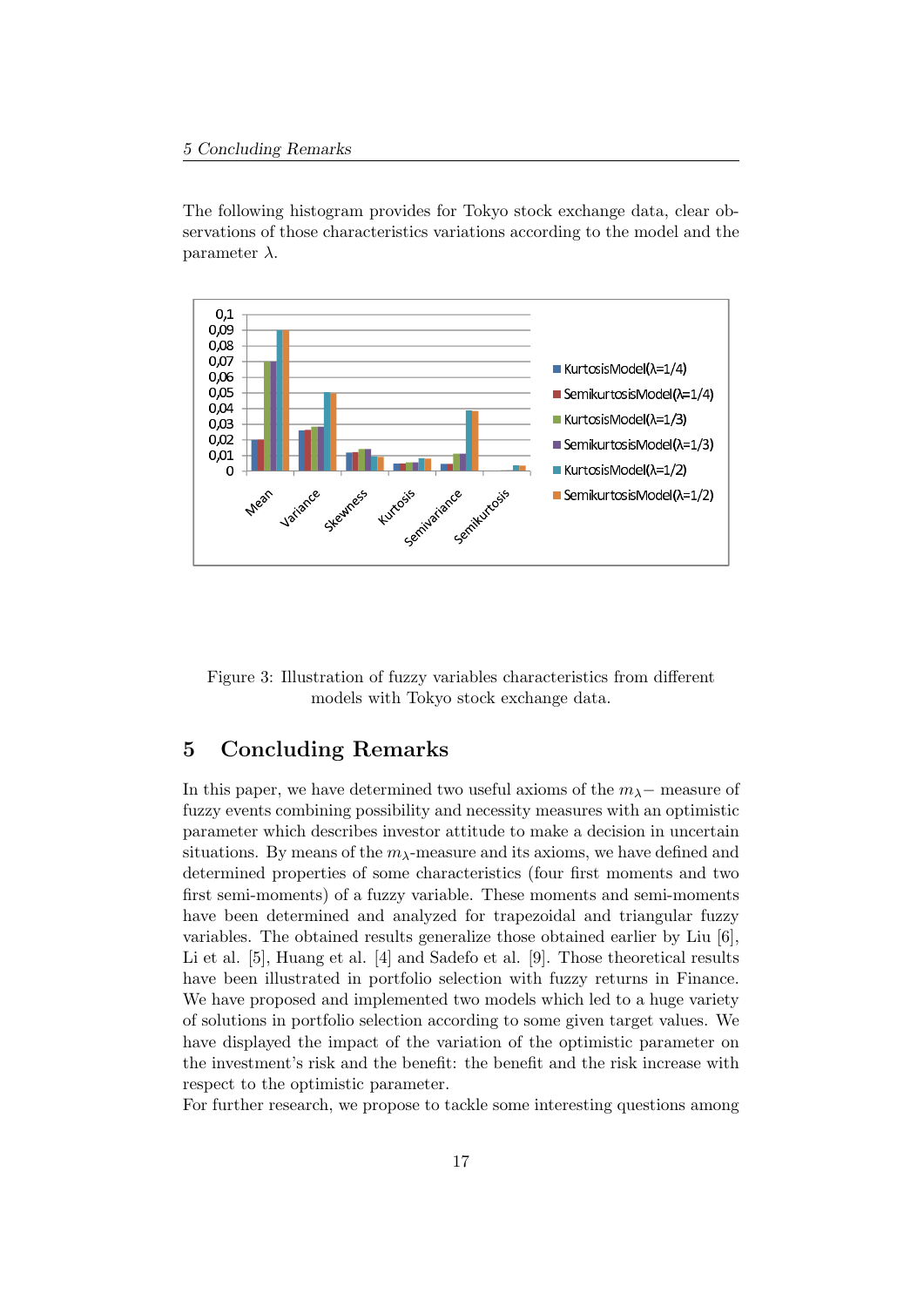The following histogram provides for Tokyo stock exchange data, clear observations of those characteristics variations according to the model and the parameter $\lambda$.

Figure 3: Illustration of fuzzy variables characteristics from different models with Tokyo stock exchange data.

## 5 Concluding Remarks

In this paper, we have determined two useful axioms of the $m_\lambda-$ measure of fuzzy events combining possibility and necessity measures with an optimistic parameter which describes investor attitude to make a decision in uncertain situations. By means of the $m_\lambda$-measure and its axioms, we have defined and determined properties of some characteristics (four first moments and two first semi-moments) of a fuzzy variable. These moments and semi-moments have been determined and analyzed for trapezoidal and triangular fuzzy variables. The obtained results generalize those obtained earlier by Liu [6], Li et al. [5], Huang et al. [4] and Sadefo et al. [9]. Those theoretical results have been illustrated in portfolio selection with fuzzy returns in Finance. We have proposed and implemented two models which led to a huge variety of solutions in portfolio selection according to some given target values. We have displayed the impact of the variation of the optimistic parameter on the investment's risk and the benefit: the benefit and the risk increase with respect to the optimistic parameter.

For further research, we propose to tackle some interesting questions among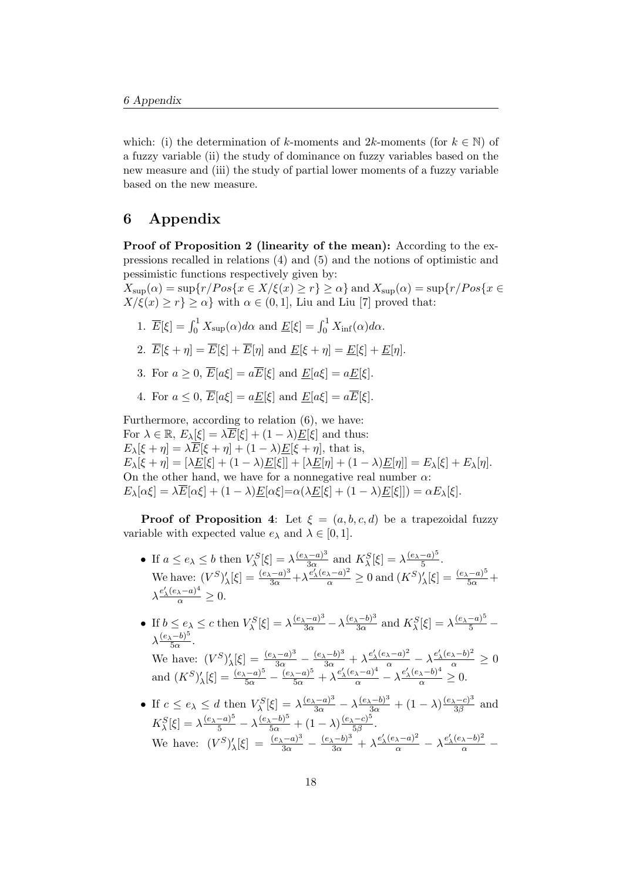which: (i) the determination of $k$-moments and $2k$-moments (for $k \in \mathbb{N}$) of a fuzzy variable (ii) the study of dominance on fuzzy variables based on the new measure and (iii) the study of partial lower moments of a fuzzy variable based on the new measure.

# 6 Appendix

**Proof of Proposition 2 (linearity of the mean):** According to the expressions recalled in relations (4) and (5) and the notions of optimistic and pessimistic functions respectively given by:
$X_{\sup}(\alpha) = \sup\{r/Pos\{x \in X/\xi(x) \geq r\} \geq \alpha\}$ and $X_{\sup}(\alpha) = \sup\{r/Pos\{x \in X/\xi(x) \geq r\} \geq \alpha\}$ with $\alpha \in (0,1]$, Liu and Liu [7] proved that:

1. $\overline{E}[\xi] = \int_0^1 X_{\sup}(\alpha)d\alpha$ and $\underline{E}[\xi] = \int_0^1 X_{\inf}(\alpha)d\alpha$.
2. $\overline{E}[\xi + \eta] = \overline{E}[\xi] + \overline{E}[\eta]$ and $\underline{E}[\xi + \eta] = \underline{E}[\xi] + \underline{E}[\eta]$.
3. For $a \geq 0$, $\overline{E}[a\xi] = a\overline{E}[\xi]$ and $\underline{E}[a\xi] = a\underline{E}[\xi]$.
4. For $a \leq 0$, $\overline{E}[a\xi] = a\underline{E}[\xi]$ and $\underline{E}[a\xi] = a\overline{E}[\xi]$.

Furthermore, according to relation (6), we have:
For $\lambda \in \mathbb{R}$, $E_\lambda[\xi] = \lambda\overline{E}[\xi] + (1-\lambda)\underline{E}[\xi]$ and thus:
$E_\lambda[\xi + \eta] = \lambda\overline{E}[\xi + \eta] + (1-\lambda)\underline{E}[\xi + \eta]$, that is,
$E_\lambda[\xi + \eta] = [\lambda\underline{E}[\xi] + (1-\lambda)\underline{E}[\xi]] + [\lambda\underline{E}[\eta] + (1-\lambda)\underline{E}[\eta]] = E_\lambda[\xi] + E_\lambda[\eta]$.
On the other hand, we have for a nonnegative real number $\alpha$:
$E_\lambda[\alpha\xi] = \lambda\overline{E}[\alpha\xi] + (1-\lambda)\underline{E}[\alpha\xi] = \alpha(\lambda\underline{E}[\xi] + (1-\lambda)\underline{E}[\xi]]) = \alpha E_\lambda[\xi]$.

**Proof of Proposition 4**: Let $\xi = (a, b, c, d)$ be a trapezoidal fuzzy variable with expected value $e_\lambda$ and $\lambda \in [0,1]$.

- If $a \leq e_\lambda \leq b$ then $V_\lambda^S[\xi] = \lambda\frac{(e_\lambda - a)^3}{3\alpha}$ and $K_\lambda^S[\xi] = \lambda\frac{(e_\lambda - a)^5}{5}$.
We have: $(V^S)'_\lambda[\xi] = \frac{(e_\lambda - a)^3}{3\alpha} + \lambda\frac{e'_\lambda(e_\lambda - a)^2}{\alpha} \geq 0$ and $(K^S)'_\lambda[\xi] = \frac{(e_\lambda - a)^5}{5\alpha} + \lambda\frac{e'_\lambda(e_\lambda - a)^4}{\alpha} \geq 0$.

- If $b \leq e_\lambda \leq c$ then $V_\lambda^S[\xi] = \lambda\frac{(e_\lambda - a)^3}{3\alpha} - \lambda\frac{(e_\lambda - b)^3}{3\alpha}$ and $K_\lambda^S[\xi] = \lambda\frac{(e_\lambda - a)^5}{5} - \lambda\frac{(e_\lambda - b)^5}{5\alpha}$.
We have: $(V^S)'_\lambda[\xi] = \frac{(e_\lambda - a)^3}{3\alpha} - \frac{(e_\lambda - b)^3}{3\alpha} + \lambda\frac{e'_\lambda(e_\lambda - a)^2}{\alpha} - \lambda\frac{e'_\lambda(e_\lambda - b)^2}{\alpha} \geq 0$ and $(K^S)'_\lambda[\xi] = \frac{(e_\lambda - a)^5}{5\alpha} - \frac{(e_\lambda - a)^5}{5\alpha} + \lambda\frac{e'_\lambda(e_\lambda - a)^4}{\alpha} - \lambda\frac{e'_\lambda(e_\lambda - b)^4}{\alpha} \geq 0$.

- If $c \leq e_\lambda \leq d$ then $V_\lambda^S[\xi] = \lambda\frac{(e_\lambda - a)^3}{3\alpha} - \lambda\frac{(e_\lambda - b)^3}{3\alpha} + (1-\lambda)\frac{(e_\lambda - c)^3}{3\beta}$ and $K_\lambda^S[\xi] = \lambda\frac{(e_\lambda - a)^5}{5} - \lambda\frac{(e_\lambda - b)^5}{5\alpha} + (1-\lambda)\frac{(e_\lambda - c)^5}{5\beta}$.
We have: $(V^S)'_\lambda[\xi] = \frac{(e_\lambda - a)^3}{3\alpha} - \frac{(e_\lambda - b)^3}{3\alpha} + \lambda\frac{e'_\lambda(e_\lambda - a)^2}{\alpha} - \lambda\frac{e'_\lambda(e_\lambda - b)^2}{\alpha} -$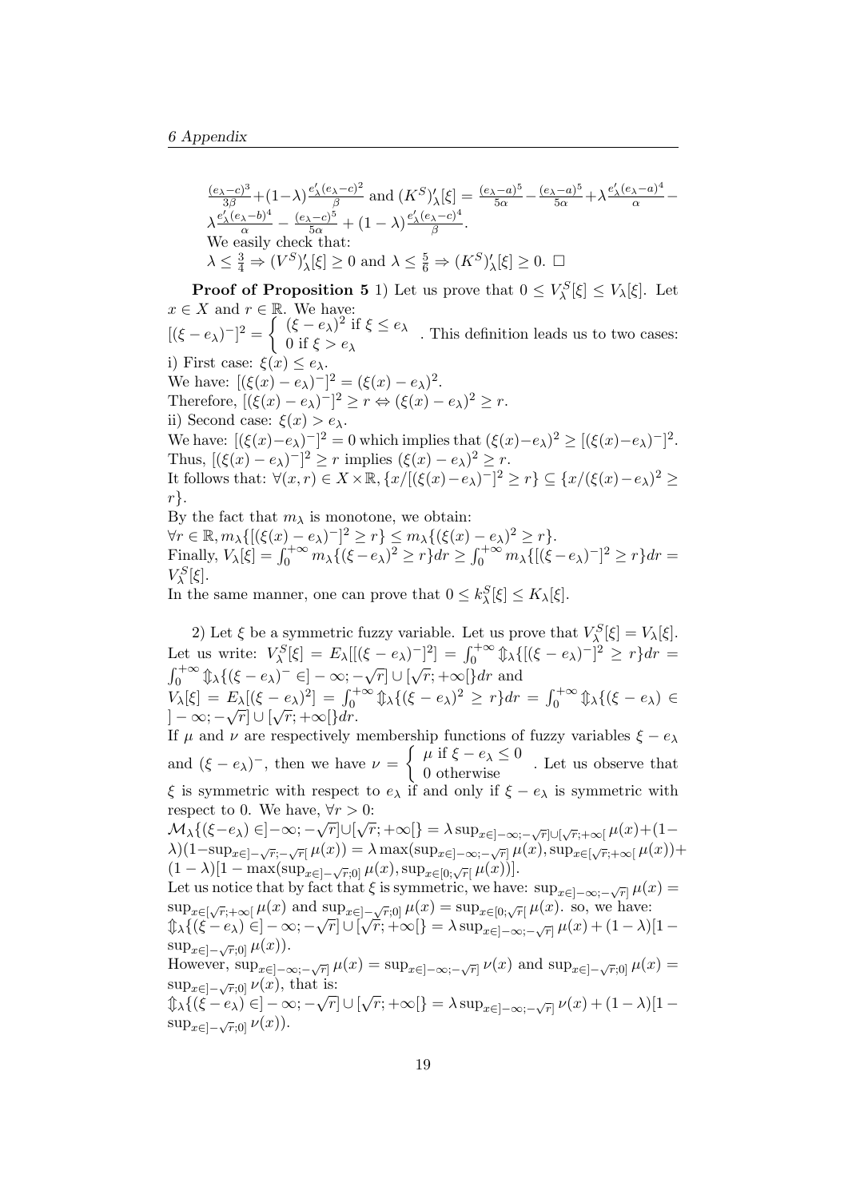$\frac{(e_\lambda-c)^3}{3\beta}+(1-\lambda)\frac{e'_\lambda(e_\lambda-c)^2}{\beta}$ and $(K^S)'_\lambda[\xi]=\frac{(e_\lambda-a)^5}{5\alpha}-\frac{(e_\lambda-a)^5}{5\alpha}+\lambda\frac{e'_\lambda(e_\lambda-a)^4}{\alpha}-\lambda\frac{e'_\lambda(e_\lambda-b)^4}{\alpha}-\frac{(e_\lambda-c)^5}{5\alpha}+(1-\lambda)\frac{e'_\lambda(e_\lambda-c)^4}{\beta}$.

We easily check that:

$\lambda\leq\frac{3}{4}\Rightarrow(V^S)'_\lambda[\xi]\geq 0$ and $\lambda\leq\frac{5}{6}\Rightarrow(K^S)'_\lambda[\xi]\geq 0$. $\square$

**Proof of Proposition 5** 1) Let us prove that $0\leq V^S_\lambda[\xi]\leq V_\lambda[\xi]$. Let $x\in X$ and $r\in\mathbb{R}$. We have:

$[(\xi-e_\lambda)^-]^2=\begin{cases}(\xi-e_\lambda)^2 \text{ if } \xi\leq e_\lambda\\ 0 \text{ if } \xi>e_\lambda\end{cases}$. This definition leads us to two cases:

i) First case: $\xi(x)\leq e_\lambda$.

We have: $[(\xi(x)-e_\lambda)^-]^2=(\xi(x)-e_\lambda)^2$.

Therefore, $[(\xi(x)-e_\lambda)^-]^2\geq r\Leftrightarrow(\xi(x)-e_\lambda)^2\geq r$.

ii) Second case: $\xi(x)>e_\lambda$.

We have: $[(\xi(x)-e_\lambda)^-]^2=0$ which implies that $(\xi(x)-e_\lambda)^2\geq[(\xi(x)-e_\lambda)^-]^2$.

Thus, $[(\xi(x)-e_\lambda)^-]^2\geq r$ implies $(\xi(x)-e_\lambda)^2\geq r$.

It follows that: $\forall(x,r)\in X\times\mathbb{R}, \{x/[(\xi(x)-e_\lambda)^-]^2\geq r\}\subseteq\{x/(\xi(x)-e_\lambda)^2\geq r\}$.

By the fact that $m_\lambda$ is monotone, we obtain:

$\forall r\in\mathbb{R}, m_\lambda\{[(\xi(x)-e_\lambda)^-]^2\geq r\}\leq m_\lambda\{(\xi(x)-e_\lambda)^2\geq r\}$.

Finally, $V_\lambda[\xi]=\int_0^{+\infty}m_\lambda\{(\xi-e_\lambda)^2\geq r\}dr\geq\int_0^{+\infty}m_\lambda\{[(\xi-e_\lambda)^-]^2\geq r\}dr=V^S_\lambda[\xi]$.

In the same manner, one can prove that $0\leq k^S_\lambda[\xi]\leq K_\lambda[\xi]$.

2) Let $\xi$ be a symmetric fuzzy variable. Let us prove that $V^S_\lambda[\xi]=V_\lambda[\xi]$. Let us write: $V^S_\lambda[\xi]=E_\lambda[[(\xi-e_\lambda)^-]^2]=\int_0^{+\infty}\Updownarrow_\lambda\{[(\xi-e_\lambda)^-]^2\geq r\}dr=\int_0^{+\infty}\Updownarrow_\lambda\{(\xi-e_\lambda)^-\in]-\infty;-\sqrt{r}]\cup[\sqrt{r};+\infty[\}dr$ and

$V_\lambda[\xi]=E_\lambda[(\xi-e_\lambda)^2]=\int_0^{+\infty}\Updownarrow_\lambda\{(\xi-e_\lambda)^2\geq r\}dr=\int_0^{+\infty}\Updownarrow_\lambda\{(\xi-e_\lambda)\in]-\infty;-\sqrt{r}]\cup[\sqrt{r};+\infty[\}dr$.

If $\mu$ and $\nu$ are respectively membership functions of fuzzy variables $\xi-e_\lambda$ and $(\xi-e_\lambda)^-$, then we have $\nu=\begin{cases}\mu \text{ if } \xi-e_\lambda\leq 0\\ 0 \text{ otherwise}\end{cases}$. Let us observe that $\xi$ is symmetric with respect to $e_\lambda$ if and only if $\xi-e_\lambda$ is symmetric with respect to 0. We have, $\forall r>0$:

$\mathcal{M}_\lambda\{(\xi-e_\lambda)\in]-\infty;-\sqrt{r}]\cup[\sqrt{r};+\infty[\}=\lambda\sup_{x\in]-\infty;-\sqrt{r}]\cup[\sqrt{r};+\infty[}\mu(x)+(1-\lambda)(1-\sup_{x\in]-\sqrt{r};-\sqrt{r}[}\mu(x))=\lambda\max(\sup_{x\in]-\infty;-\sqrt{r}]}\mu(x),\sup_{x\in[\sqrt{r};+\infty[}\mu(x))+(1-\lambda)[1-\max(\sup_{x\in]-\sqrt{r};0]}\mu(x),\sup_{x\in[0;\sqrt{r}[}\mu(x))]$.

Let us notice that by fact that $\xi$ is symmetric, we have: $\sup_{x\in]-\infty;-\sqrt{r}]}\mu(x)=\sup_{x\in[\sqrt{r};+\infty[}\mu(x)$ and $\sup_{x\in]-\sqrt{r};0]}\mu(x)=\sup_{x\in[0;\sqrt{r}[}\mu(x)$. so, we have:

$\Updownarrow_\lambda\{(\xi-e_\lambda)\in]-\infty;-\sqrt{r}]\cup[\sqrt{r};+\infty[\}=\lambda\sup_{x\in]-\infty;-\sqrt{r}]}\mu(x)+(1-\lambda)[1-\sup_{x\in]-\sqrt{r};0]}\mu(x))$.

However, $\sup_{x\in]-\infty;-\sqrt{r}]}\mu(x)=\sup_{x\in]-\infty;-\sqrt{r}]}\nu(x)$ and $\sup_{x\in]-\sqrt{r};0]}\mu(x)=\sup_{x\in]-\sqrt{r};0]}\nu(x)$, that is:

$\Updownarrow_\lambda\{(\xi-e_\lambda)\in]-\infty;-\sqrt{r}]\cup[\sqrt{r};+\infty[\}=\lambda\sup_{x\in]-\infty;-\sqrt{r}]}\nu(x)+(1-\lambda)[1-\sup_{x\in]-\sqrt{r};0]}\nu(x))$.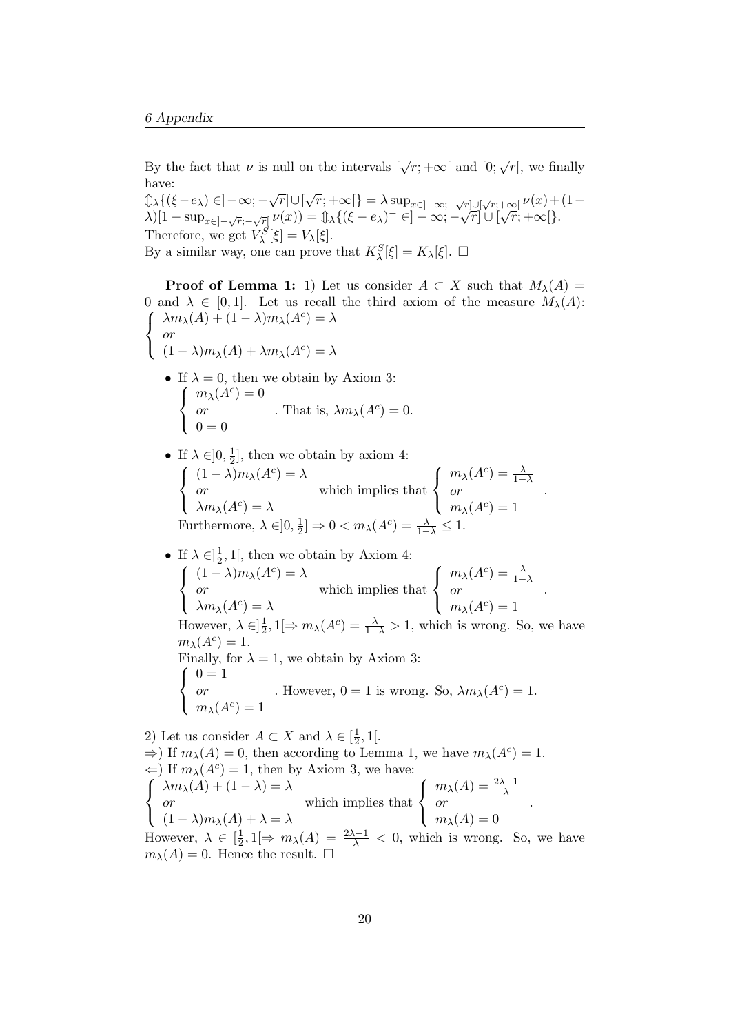By the fact that $\nu$ is null on the intervals $[\sqrt{r};+\infty[$ and $[0;\sqrt{r}[$, we finally have:
$\Updownarrow_\lambda\{(\xi-e_\lambda)\in]-\infty;-\sqrt{r}]\cup[\sqrt{r};+\infty[\} = \lambda\sup_{x\in]-\infty;-\sqrt{r}]\cup[\sqrt{r};+\infty[}\nu(x)+(1-\lambda)[1-\sup_{x\in]-\sqrt{r};-\sqrt{r}[}\nu(x)) = \Updownarrow_\lambda\{(\xi-e_\lambda)^-\in]-\infty;-\sqrt{r}]\cup[\sqrt{r};+\infty[\}$.
Therefore, we get $V_\lambda^S[\xi]=V_\lambda[\xi]$.
By a similar way, one can prove that $K_\lambda^S[\xi]=K_\lambda[\xi]$. $\square$

**Proof of Lemma 1:** 1) Let us consider $A\subset X$ such that $M_\lambda(A)=0$ and $\lambda\in[0,1]$. Let us recall the third axiom of the measure $M_\lambda(A)$:

$$\begin{cases} \lambda m_\lambda(A)+(1-\lambda)m_\lambda(A^c)=\lambda \\ or \\ (1-\lambda)m_\lambda(A)+\lambda m_\lambda(A^c)=\lambda \end{cases}$$

- If $\lambda=0$, then we obtain by Axiom 3: $\begin{cases} m_\lambda(A^c)=0 \\ or \\ 0=0 \end{cases}$. That is, $\lambda m_\lambda(A^c)=0$.

- If $\lambda\in]0,\frac{1}{2}]$, then we obtain by axiom 4: $\begin{cases} (1-\lambda)m_\lambda(A^c)=\lambda \\ or \\ \lambda m_\lambda(A^c)=\lambda \end{cases}$ which implies that $\begin{cases} m_\lambda(A^c)=\frac{\lambda}{1-\lambda} \\ or \\ m_\lambda(A^c)=1 \end{cases}$.
  Furthermore, $\lambda\in]0,\frac{1}{2}]\Rightarrow 0<m_\lambda(A^c)=\frac{\lambda}{1-\lambda}\leq 1$.

- If $\lambda\in]\frac{1}{2},1[$, then we obtain by Axiom 4: $\begin{cases} (1-\lambda)m_\lambda(A^c)=\lambda \\ or \\ \lambda m_\lambda(A^c)=\lambda \end{cases}$ which implies that $\begin{cases} m_\lambda(A^c)=\frac{\lambda}{1-\lambda} \\ or \\ m_\lambda(A^c)=1 \end{cases}$.
  However, $\lambda\in]\frac{1}{2},1[\Rightarrow m_\lambda(A^c)=\frac{\lambda}{1-\lambda}>1$, which is wrong. So, we have $m_\lambda(A^c)=1$.
  Finally, for $\lambda=1$, we obtain by Axiom 3: $\begin{cases} 0=1 \\ or \\ m_\lambda(A^c)=1 \end{cases}$. However, $0=1$ is wrong. So, $\lambda m_\lambda(A^c)=1$.

2) Let us consider $A\subset X$ and $\lambda\in[\frac{1}{2},1[$.
$\Rightarrow$) If $m_\lambda(A)=0$, then according to Lemma 1, we have $m_\lambda(A^c)=1$.
$\Leftarrow$) If $m_\lambda(A^c)=1$, then by Axiom 3, we have:
$\begin{cases} \lambda m_\lambda(A)+(1-\lambda)=\lambda \\ or \\ (1-\lambda)m_\lambda(A)+\lambda=\lambda \end{cases}$ which implies that $\begin{cases} m_\lambda(A)=\frac{2\lambda-1}{\lambda} \\ or \\ m_\lambda(A)=0 \end{cases}$.
However, $\lambda\in[\frac{1}{2},1[\Rightarrow m_\lambda(A)=\frac{2\lambda-1}{\lambda}<0$, which is wrong. So, we have $m_\lambda(A)=0$. Hence the result. $\square$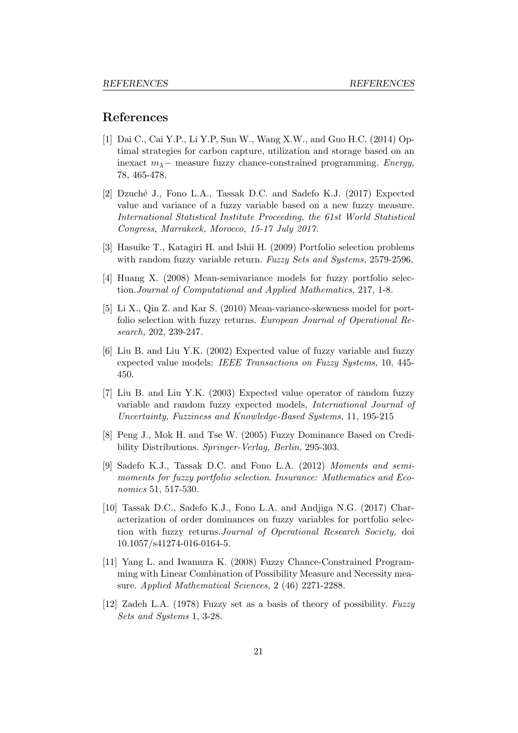## References

[1] Dai C., Cai Y.P., Li Y.P, Sun W., Wang X.W., and Guo H.C. (2014) Optimal strategies for carbon capture, utilization and storage based on an inexact $m_\lambda -$ measure fuzzy chance-constrained programming. *Energy,* 78, 465-478.

[2] Dzuché J., Fono L.A., Tassak D.C. and Sadefo K.J. (2017) Expected value and variance of a fuzzy variable based on a new fuzzy measure. *International Statistical Institute Proceeding, the 61st World Statistical Congress, Marrakeck, Morocco, 15-17 July 2017.*

[3] Hasuike T., Katagiri H. and Ishii H. (2009) Portfolio selection problems with random fuzzy variable return. *Fuzzy Sets and Systems,* 2579-2596.

[4] Huang X. (2008) Mean-semivariance models for fuzzy portfolio selection.*Journal of Computational and Applied Mathematics,* 217, 1-8.

[5] Li X., Qin Z. and Kar S. (2010) Mean-variance-skewness model for portfolio selection with fuzzy returns. *European Journal of Operational Research,* 202, 239-247.

[6] Liu B. and Liu Y.K. (2002) Expected value of fuzzy variable and fuzzy expected value models: *IEEE Transactions on Fuzzy Systems,* 10, 445-450.

[7] Liu B. and Liu Y.K. (2003) Expected value operator of random fuzzy variable and random fuzzy expected models, *International Journal of Uncertainty, Fuzziness and Knowledge-Based Systems,* 11, 195-215

[8] Peng J., Mok H. and Tse W. (2005) Fuzzy Dominance Based on Credibility Distributions. *Springer-Verlag, Berlin,* 295-303.

[9] Sadefo K.J., Tassak D.C. and Fono L.A. (2012) *Moments and semi-moments for fuzzy portfolio selection*. *Insurance: Mathematics and Economics* 51, 517-530.

[10] Tassak D.C., Sadefo K.J., Fono L.A. and Andjiga N.G. (2017) Characterization of order dominances on fuzzy variables for portfolio selection with fuzzy returns.*Journal of Operational Research Society,* doi 10.1057/s41274-016-0164-5.

[11] Yang L. and Iwamura K. (2008) Fuzzy Chance-Constrained Programming with Linear Combination of Possibility Measure and Necessity measure. *Applied Mathematical Sciences,* 2 (46) 2271-2288.

[12] Zadeh L.A. (1978) Fuzzy set as a basis of theory of possibility. *Fuzzy Sets and Systems* 1, 3-28.